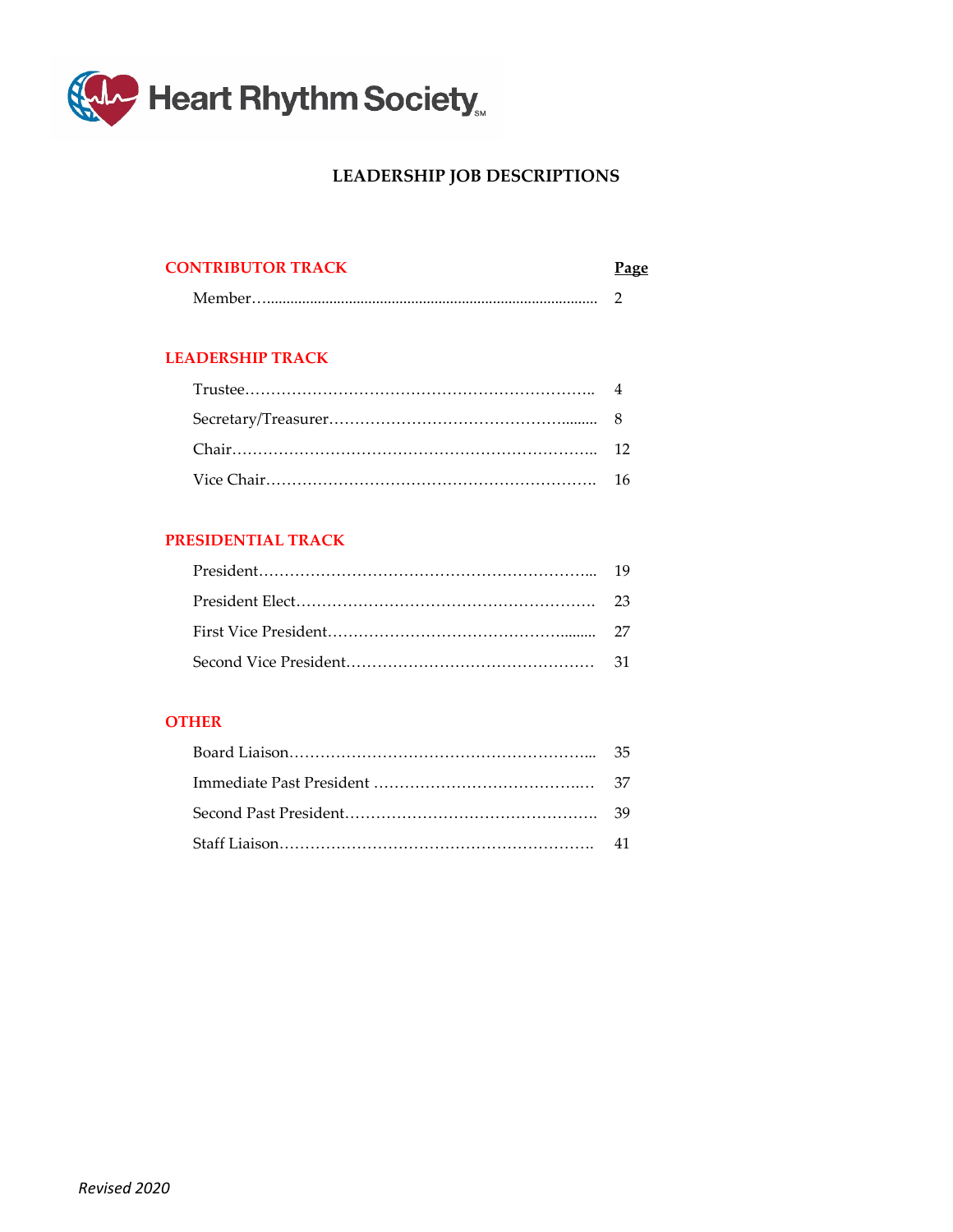Heart Rhythm Society

# LEADERSHIP JOB DESCRIPTIONS

| CONTRIBUTOR TRACK | Page |
| --- | --- |
| Member | 2 |

## LEADERSHIP TRACK

| | |
| --- | --- |
| Trustee | 4 |
| Secretary/Treasurer | 8 |
| Chair | 12 |
| Vice Chair | 16 |

## PRESIDENTIAL TRACK

| | |
| --- | --- |
| President | 19 |
| President Elect | 23 |
| First Vice President | 27 |
| Second Vice President | 31 |

## OTHER

| | |
| --- | --- |
| Board Liaison | 35 |
| Immediate Past President | 37 |
| Second Past President | 39 |
| Staff Liaison | 41 |

*Revised 2020*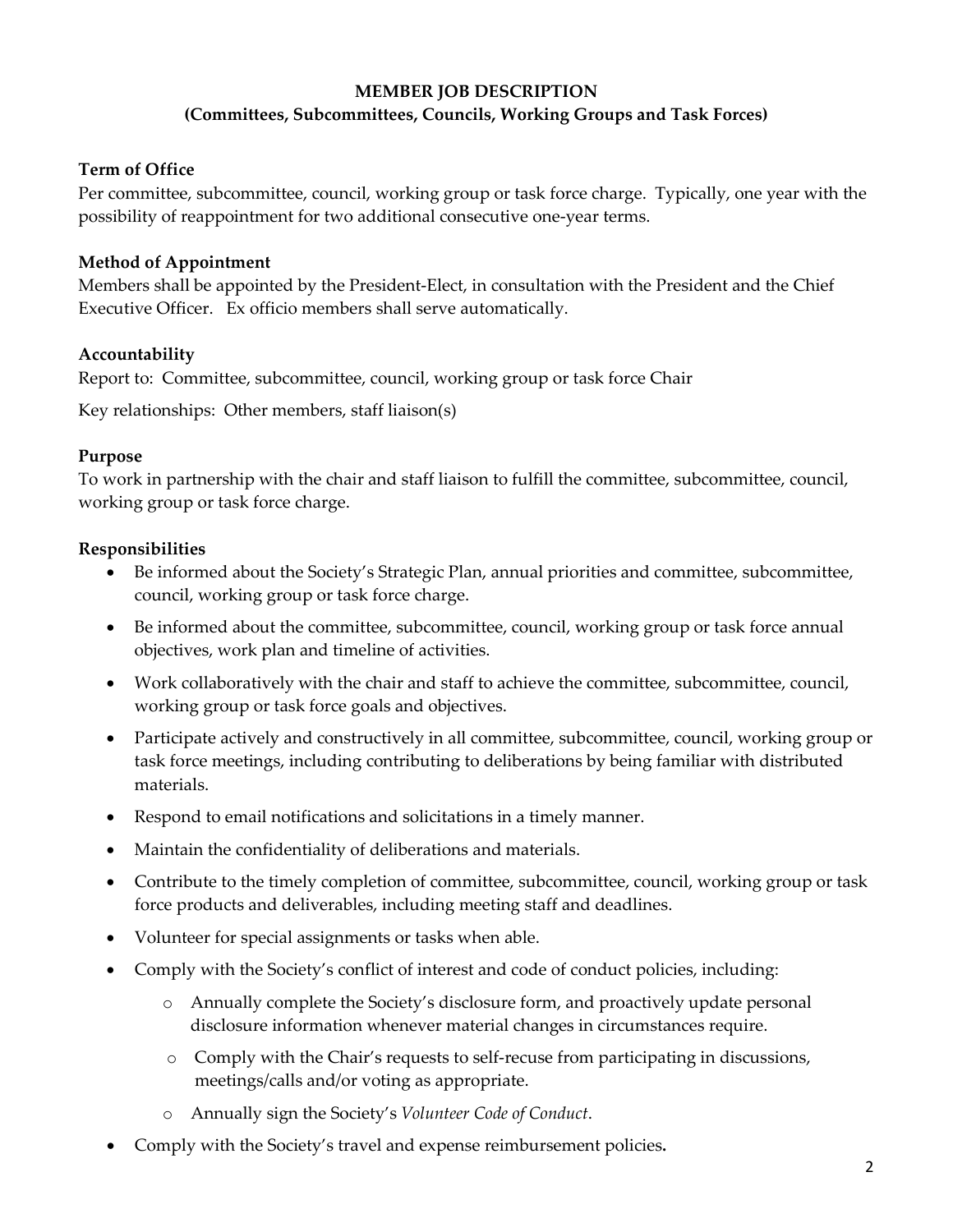# MEMBER JOB DESCRIPTION
## (Committees, Subcommittees, Councils, Working Groups and Task Forces)

**Term of Office**

Per committee, subcommittee, council, working group or task force charge. Typically, one year with the possibility of reappointment for two additional consecutive one-year terms.

**Method of Appointment**

Members shall be appointed by the President-Elect, in consultation with the President and the Chief Executive Officer. Ex officio members shall serve automatically.

**Accountability**

Report to: Committee, subcommittee, council, working group or task force Chair

Key relationships: Other members, staff liaison(s)

**Purpose**

To work in partnership with the chair and staff liaison to fulfill the committee, subcommittee, council, working group or task force charge.

**Responsibilities**

- Be informed about the Society's Strategic Plan, annual priorities and committee, subcommittee, council, working group or task force charge.
- Be informed about the committee, subcommittee, council, working group or task force annual objectives, work plan and timeline of activities.
- Work collaboratively with the chair and staff to achieve the committee, subcommittee, council, working group or task force goals and objectives.
- Participate actively and constructively in all committee, subcommittee, council, working group or task force meetings, including contributing to deliberations by being familiar with distributed materials.
- Respond to email notifications and solicitations in a timely manner.
- Maintain the confidentiality of deliberations and materials.
- Contribute to the timely completion of committee, subcommittee, council, working group or task force products and deliverables, including meeting staff and deadlines.
- Volunteer for special assignments or tasks when able.
- Comply with the Society's conflict of interest and code of conduct policies, including:
  - Annually complete the Society's disclosure form, and proactively update personal disclosure information whenever material changes in circumstances require.
  - Comply with the Chair's requests to self-recuse from participating in discussions, meetings/calls and/or voting as appropriate.
  - Annually sign the Society's *Volunteer Code of Conduct*.
- Comply with the Society's travel and expense reimbursement policies**.**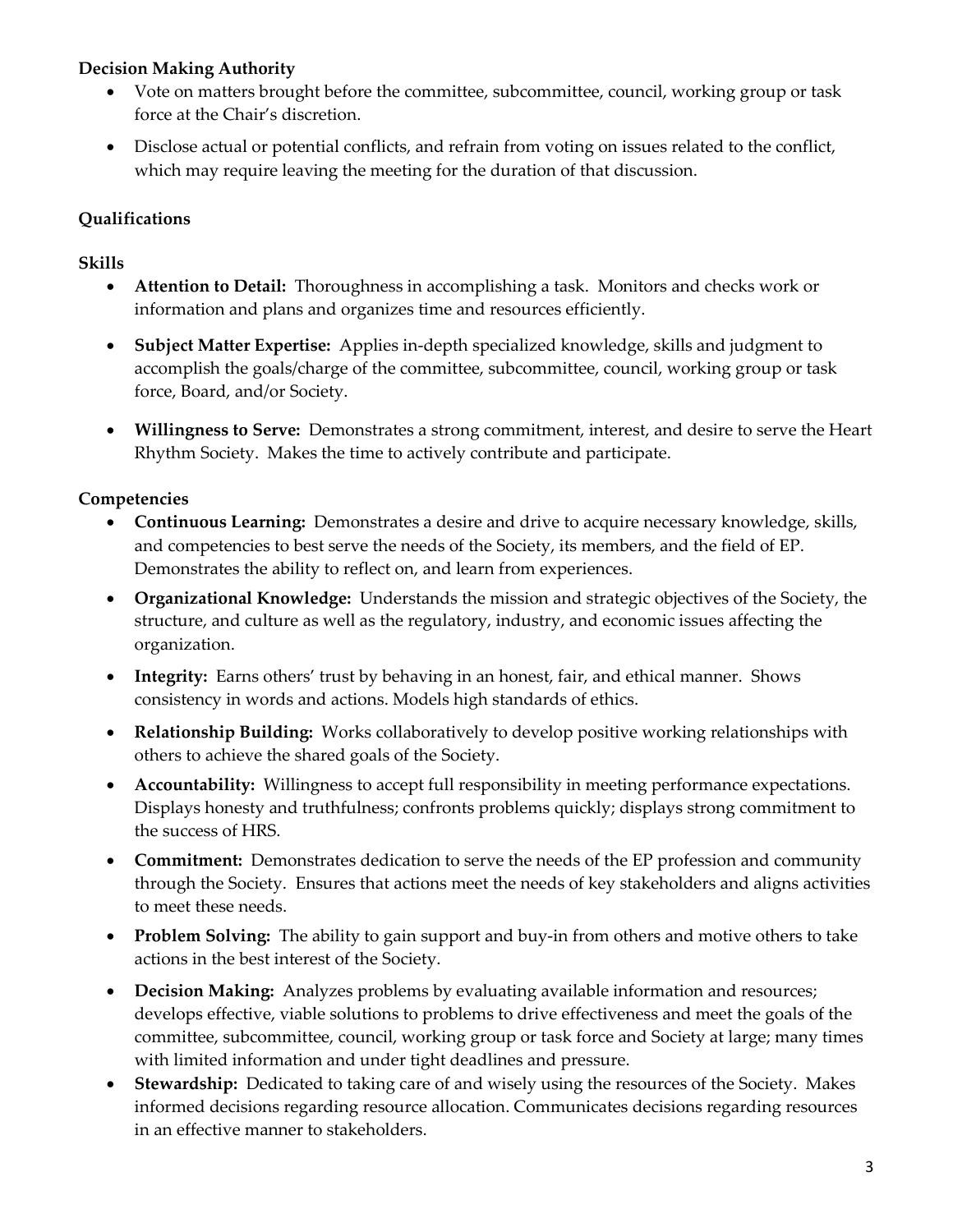**Decision Making Authority**

- Vote on matters brought before the committee, subcommittee, council, working group or task force at the Chair's discretion.
- Disclose actual or potential conflicts, and refrain from voting on issues related to the conflict, which may require leaving the meeting for the duration of that discussion.

**Qualifications**

**Skills**

- **Attention to Detail:** Thoroughness in accomplishing a task. Monitors and checks work or information and plans and organizes time and resources efficiently.
- **Subject Matter Expertise:** Applies in-depth specialized knowledge, skills and judgment to accomplish the goals/charge of the committee, subcommittee, council, working group or task force, Board, and/or Society.
- **Willingness to Serve:** Demonstrates a strong commitment, interest, and desire to serve the Heart Rhythm Society. Makes the time to actively contribute and participate.

**Competencies**

- **Continuous Learning:** Demonstrates a desire and drive to acquire necessary knowledge, skills, and competencies to best serve the needs of the Society, its members, and the field of EP. Demonstrates the ability to reflect on, and learn from experiences.
- **Organizational Knowledge:** Understands the mission and strategic objectives of the Society, the structure, and culture as well as the regulatory, industry, and economic issues affecting the organization.
- **Integrity:** Earns others' trust by behaving in an honest, fair, and ethical manner. Shows consistency in words and actions. Models high standards of ethics.
- **Relationship Building:** Works collaboratively to develop positive working relationships with others to achieve the shared goals of the Society.
- **Accountability:** Willingness to accept full responsibility in meeting performance expectations. Displays honesty and truthfulness; confronts problems quickly; displays strong commitment to the success of HRS.
- **Commitment:** Demonstrates dedication to serve the needs of the EP profession and community through the Society. Ensures that actions meet the needs of key stakeholders and aligns activities to meet these needs.
- **Problem Solving:** The ability to gain support and buy-in from others and motive others to take actions in the best interest of the Society.
- **Decision Making:** Analyzes problems by evaluating available information and resources; develops effective, viable solutions to problems to drive effectiveness and meet the goals of the committee, subcommittee, council, working group or task force and Society at large; many times with limited information and under tight deadlines and pressure.
- **Stewardship:** Dedicated to taking care of and wisely using the resources of the Society. Makes informed decisions regarding resource allocation. Communicates decisions regarding resources in an effective manner to stakeholders.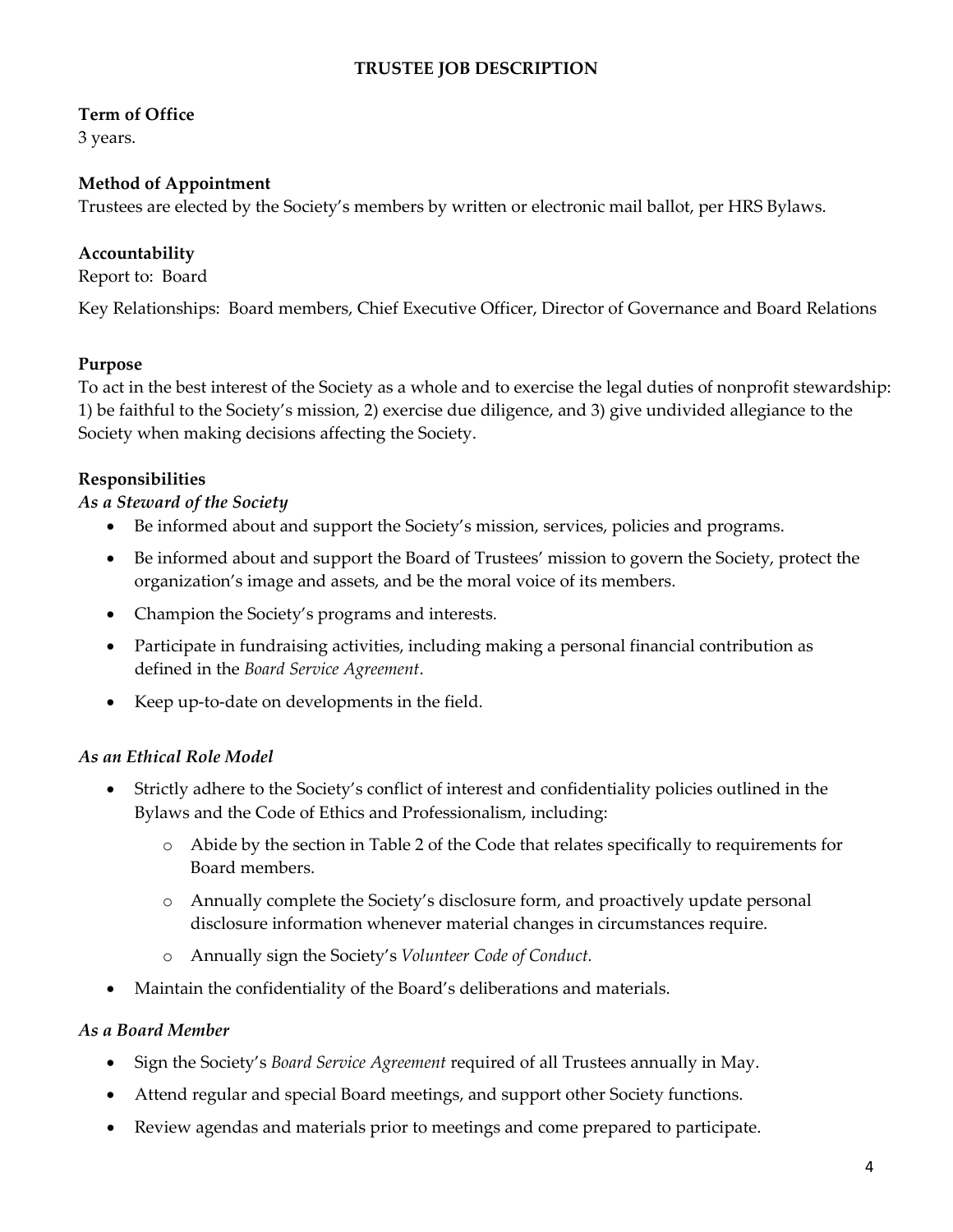# TRUSTEE JOB DESCRIPTION

**Term of Office**
3 years.

**Method of Appointment**
Trustees are elected by the Society's members by written or electronic mail ballot, per HRS Bylaws.

**Accountability**
Report to: Board

Key Relationships: Board members, Chief Executive Officer, Director of Governance and Board Relations

**Purpose**
To act in the best interest of the Society as a whole and to exercise the legal duties of nonprofit stewardship: 1) be faithful to the Society's mission, 2) exercise due diligence, and 3) give undivided allegiance to the Society when making decisions affecting the Society.

**Responsibilities**

*As a Steward of the Society*

- Be informed about and support the Society's mission, services, policies and programs.
- Be informed about and support the Board of Trustees' mission to govern the Society, protect the organization's image and assets, and be the moral voice of its members.
- Champion the Society's programs and interests.
- Participate in fundraising activities, including making a personal financial contribution as defined in the *Board Service Agreement*.
- Keep up-to-date on developments in the field.

*As an Ethical Role Model*

- Strictly adhere to the Society's conflict of interest and confidentiality policies outlined in the Bylaws and the Code of Ethics and Professionalism, including:
  - Abide by the section in Table 2 of the Code that relates specifically to requirements for Board members.
  - Annually complete the Society's disclosure form, and proactively update personal disclosure information whenever material changes in circumstances require.
  - Annually sign the Society's *Volunteer Code of Conduct.*
- Maintain the confidentiality of the Board's deliberations and materials.

*As a Board Member*

- Sign the Society's *Board Service Agreement* required of all Trustees annually in May.
- Attend regular and special Board meetings, and support other Society functions.
- Review agendas and materials prior to meetings and come prepared to participate.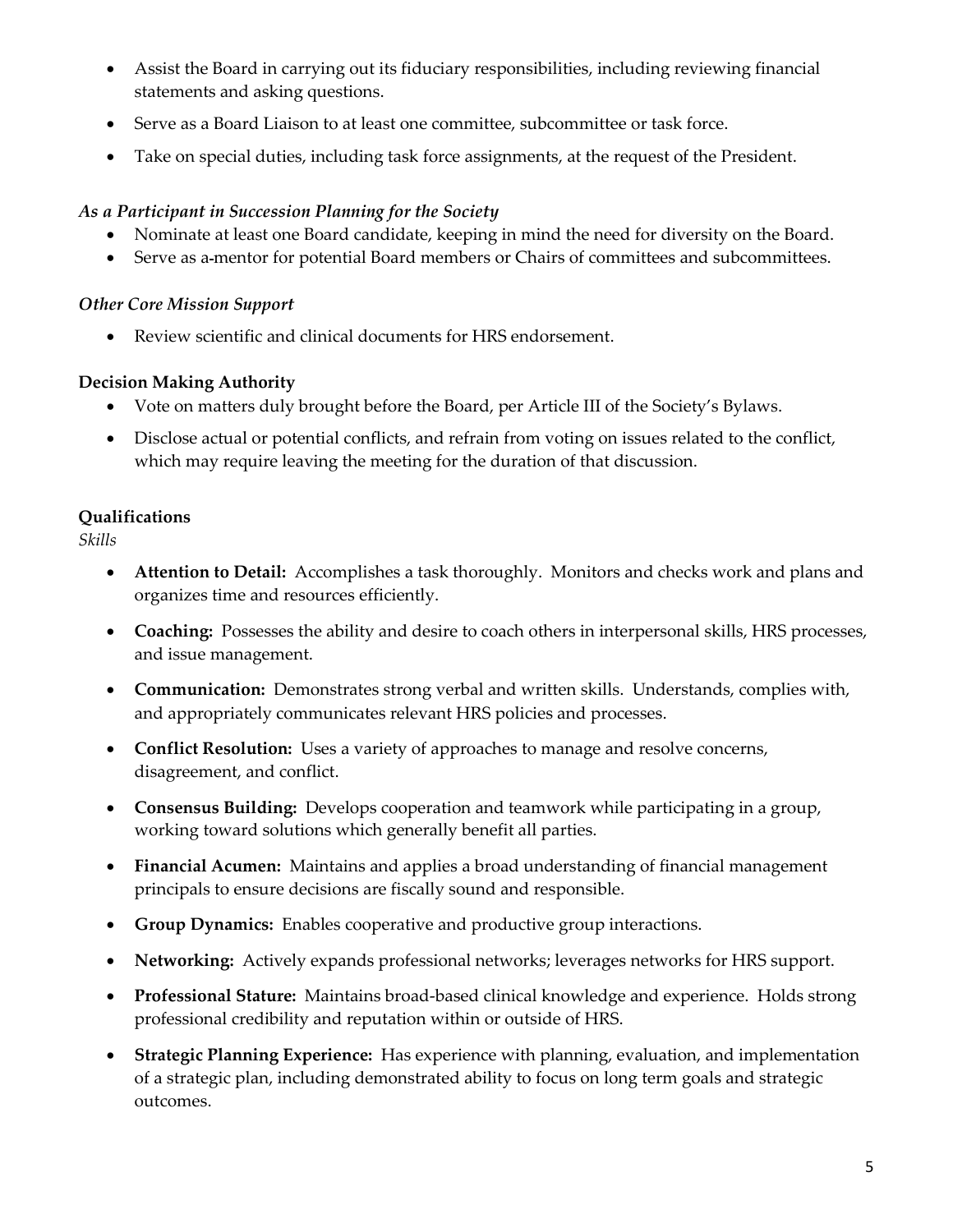- Assist the Board in carrying out its fiduciary responsibilities, including reviewing financial statements and asking questions.
- Serve as a Board Liaison to at least one committee, subcommittee or task force.
- Take on special duties, including task force assignments, at the request of the President.

*As a Participant in Succession Planning for the Society*

- Nominate at least one Board candidate, keeping in mind the need for diversity on the Board.
- Serve as a-mentor for potential Board members or Chairs of committees and subcommittees.

*Other Core Mission Support*

- Review scientific and clinical documents for HRS endorsement.

**Decision Making Authority**

- Vote on matters duly brought before the Board, per Article III of the Society's Bylaws.
- Disclose actual or potential conflicts, and refrain from voting on issues related to the conflict, which may require leaving the meeting for the duration of that discussion.

**Qualifications**

*Skills*

- **Attention to Detail:** Accomplishes a task thoroughly. Monitors and checks work and plans and organizes time and resources efficiently.
- **Coaching:** Possesses the ability and desire to coach others in interpersonal skills, HRS processes, and issue management.
- **Communication:** Demonstrates strong verbal and written skills. Understands, complies with, and appropriately communicates relevant HRS policies and processes.
- **Conflict Resolution:** Uses a variety of approaches to manage and resolve concerns, disagreement, and conflict.
- **Consensus Building:** Develops cooperation and teamwork while participating in a group, working toward solutions which generally benefit all parties.
- **Financial Acumen:** Maintains and applies a broad understanding of financial management principals to ensure decisions are fiscally sound and responsible.
- **Group Dynamics:** Enables cooperative and productive group interactions.
- **Networking:** Actively expands professional networks; leverages networks for HRS support.
- **Professional Stature:** Maintains broad-based clinical knowledge and experience. Holds strong professional credibility and reputation within or outside of HRS.
- **Strategic Planning Experience:** Has experience with planning, evaluation, and implementation of a strategic plan, including demonstrated ability to focus on long term goals and strategic outcomes.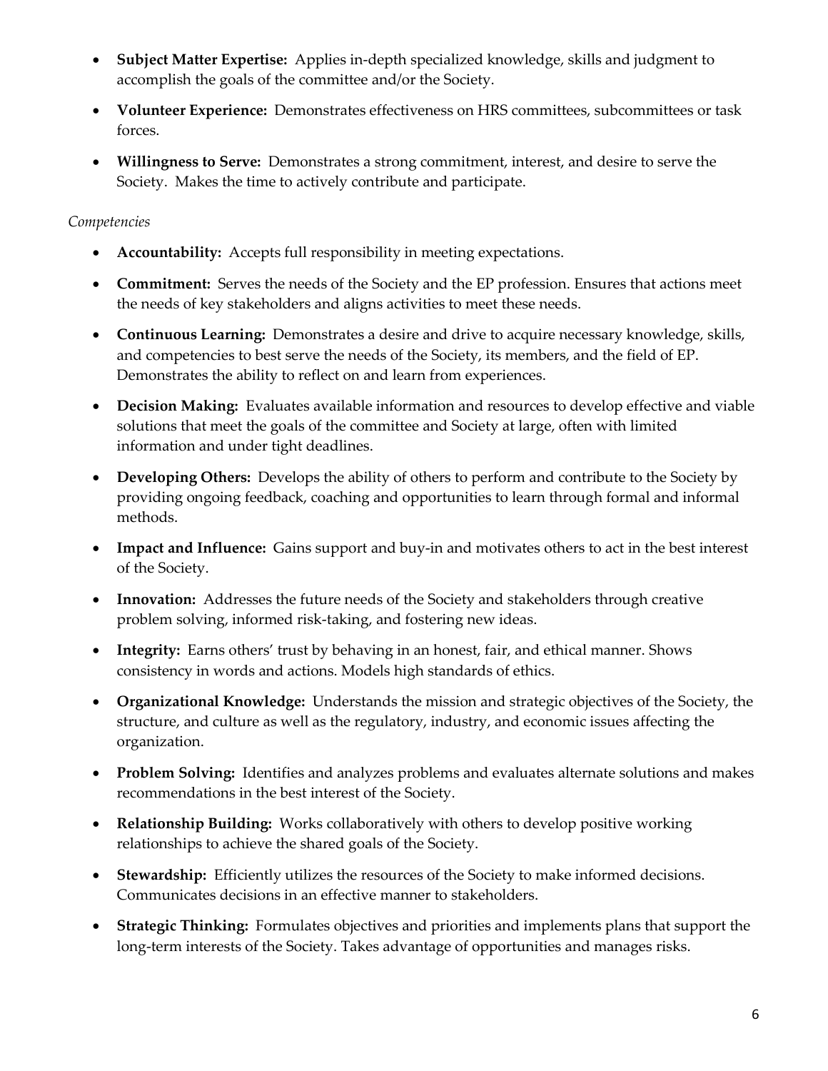- **Subject Matter Expertise:** Applies in-depth specialized knowledge, skills and judgment to accomplish the goals of the committee and/or the Society.
- **Volunteer Experience:** Demonstrates effectiveness on HRS committees, subcommittees or task forces.
- **Willingness to Serve:** Demonstrates a strong commitment, interest, and desire to serve the Society. Makes the time to actively contribute and participate.

*Competencies*

- **Accountability:** Accepts full responsibility in meeting expectations.
- **Commitment:** Serves the needs of the Society and the EP profession. Ensures that actions meet the needs of key stakeholders and aligns activities to meet these needs.
- **Continuous Learning:** Demonstrates a desire and drive to acquire necessary knowledge, skills, and competencies to best serve the needs of the Society, its members, and the field of EP. Demonstrates the ability to reflect on and learn from experiences.
- **Decision Making:** Evaluates available information and resources to develop effective and viable solutions that meet the goals of the committee and Society at large, often with limited information and under tight deadlines.
- **Developing Others:** Develops the ability of others to perform and contribute to the Society by providing ongoing feedback, coaching and opportunities to learn through formal and informal methods.
- **Impact and Influence:** Gains support and buy-in and motivates others to act in the best interest of the Society.
- **Innovation:** Addresses the future needs of the Society and stakeholders through creative problem solving, informed risk-taking, and fostering new ideas.
- **Integrity:** Earns others' trust by behaving in an honest, fair, and ethical manner. Shows consistency in words and actions. Models high standards of ethics.
- **Organizational Knowledge:** Understands the mission and strategic objectives of the Society, the structure, and culture as well as the regulatory, industry, and economic issues affecting the organization.
- **Problem Solving:** Identifies and analyzes problems and evaluates alternate solutions and makes recommendations in the best interest of the Society.
- **Relationship Building:** Works collaboratively with others to develop positive working relationships to achieve the shared goals of the Society.
- **Stewardship:** Efficiently utilizes the resources of the Society to make informed decisions. Communicates decisions in an effective manner to stakeholders.
- **Strategic Thinking:** Formulates objectives and priorities and implements plans that support the long-term interests of the Society. Takes advantage of opportunities and manages risks.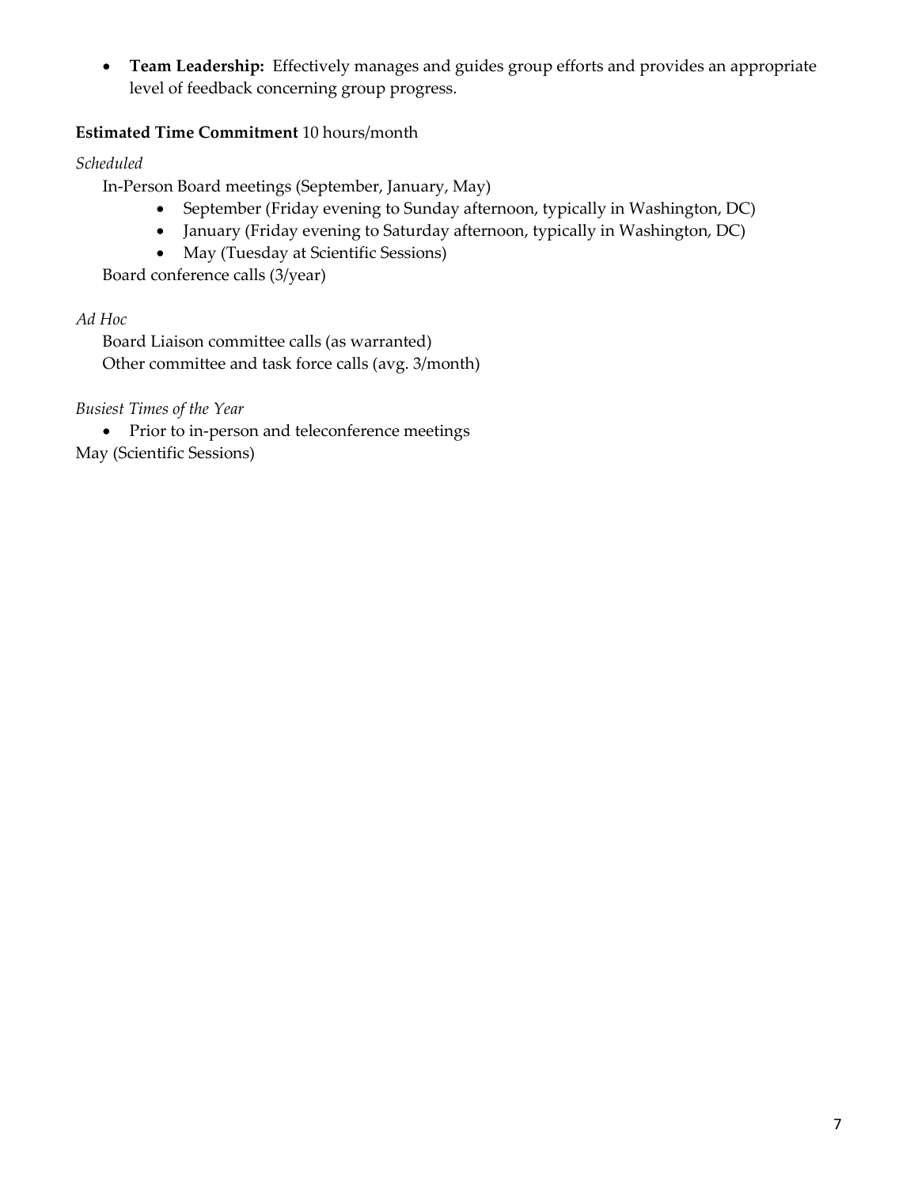- **Team Leadership:** Effectively manages and guides group efforts and provides an appropriate level of feedback concerning group progress.

**Estimated Time Commitment** 10 hours/month

*Scheduled*

In-Person Board meetings (September, January, May)

- September (Friday evening to Sunday afternoon, typically in Washington, DC)
- January (Friday evening to Saturday afternoon, typically in Washington, DC)
- May (Tuesday at Scientific Sessions)

Board conference calls (3/year)

*Ad Hoc*

Board Liaison committee calls (as warranted)
Other committee and task force calls (avg. 3/month)

*Busiest Times of the Year*

- Prior to in-person and teleconference meetings

May (Scientific Sessions)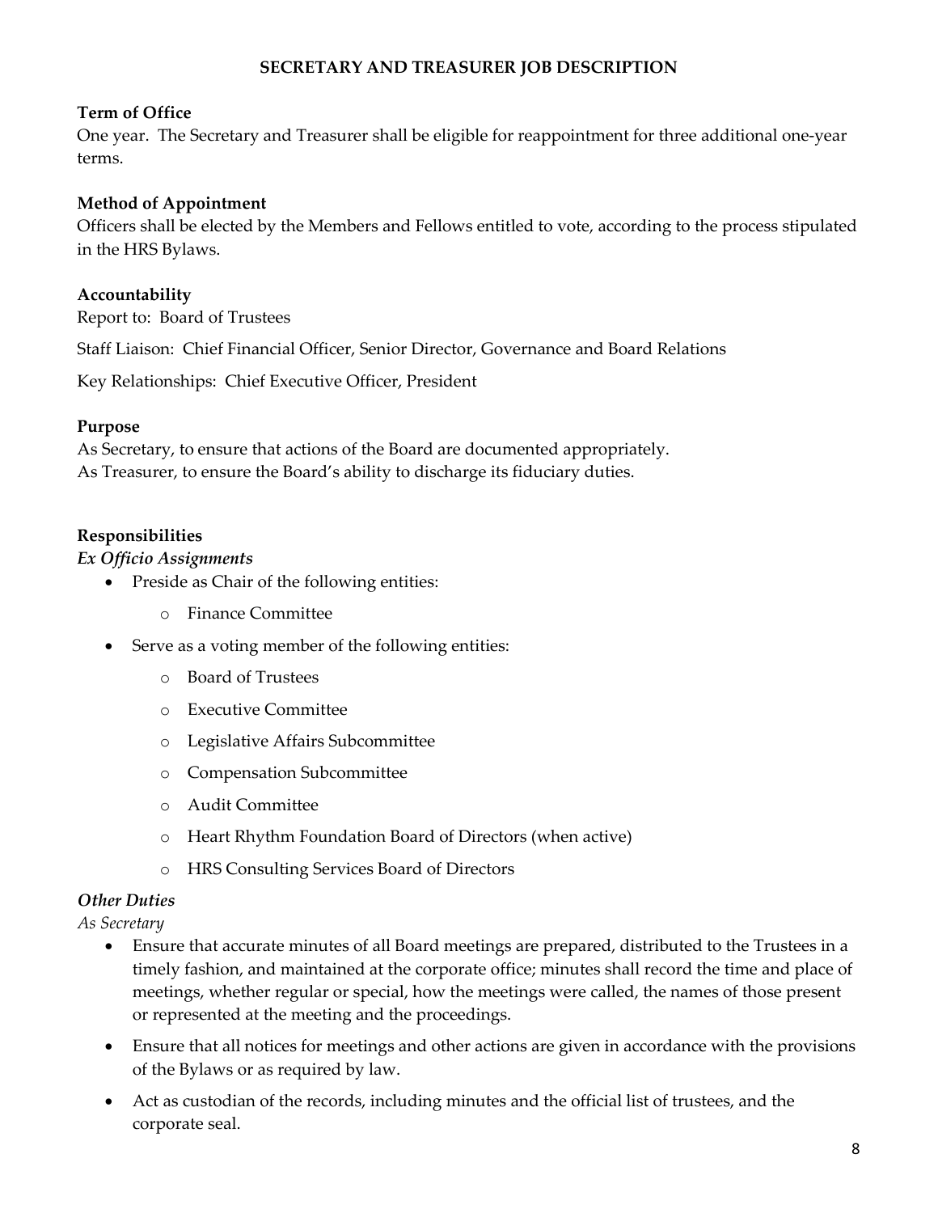# SECRETARY AND TREASURER JOB DESCRIPTION

**Term of Office**
One year. The Secretary and Treasurer shall be eligible for reappointment for three additional one-year terms.

**Method of Appointment**
Officers shall be elected by the Members and Fellows entitled to vote, according to the process stipulated in the HRS Bylaws.

**Accountability**
Report to: Board of Trustees

Staff Liaison: Chief Financial Officer, Senior Director, Governance and Board Relations

Key Relationships: Chief Executive Officer, President

**Purpose**
As Secretary, to ensure that actions of the Board are documented appropriately.
As Treasurer, to ensure the Board's ability to discharge its fiduciary duties.

**Responsibilities**
***Ex Officio Assignments***

- Preside as Chair of the following entities:
  - Finance Committee
- Serve as a voting member of the following entities:
  - Board of Trustees
  - Executive Committee
  - Legislative Affairs Subcommittee
  - Compensation Subcommittee
  - Audit Committee
  - Heart Rhythm Foundation Board of Directors (when active)
  - HRS Consulting Services Board of Directors

***Other Duties***
*As Secretary*

- Ensure that accurate minutes of all Board meetings are prepared, distributed to the Trustees in a timely fashion, and maintained at the corporate office; minutes shall record the time and place of meetings, whether regular or special, how the meetings were called, the names of those present or represented at the meeting and the proceedings.
- Ensure that all notices for meetings and other actions are given in accordance with the provisions of the Bylaws or as required by law.
- Act as custodian of the records, including minutes and the official list of trustees, and the corporate seal.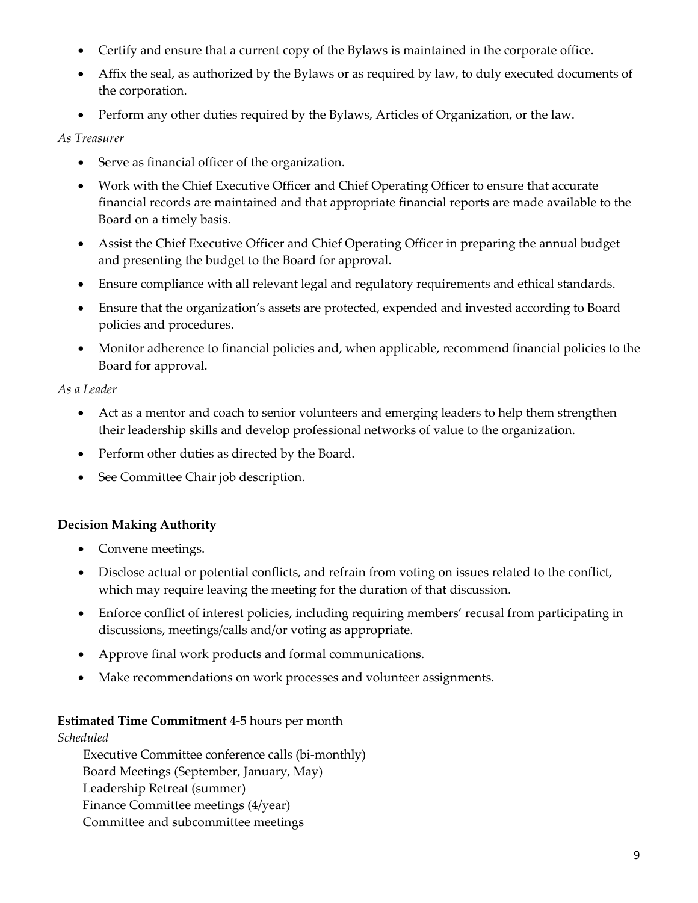- Certify and ensure that a current copy of the Bylaws is maintained in the corporate office.
- Affix the seal, as authorized by the Bylaws or as required by law, to duly executed documents of the corporation.
- Perform any other duties required by the Bylaws, Articles of Organization, or the law.

*As Treasurer*

- Serve as financial officer of the organization.
- Work with the Chief Executive Officer and Chief Operating Officer to ensure that accurate financial records are maintained and that appropriate financial reports are made available to the Board on a timely basis.
- Assist the Chief Executive Officer and Chief Operating Officer in preparing the annual budget and presenting the budget to the Board for approval.
- Ensure compliance with all relevant legal and regulatory requirements and ethical standards.
- Ensure that the organization's assets are protected, expended and invested according to Board policies and procedures.
- Monitor adherence to financial policies and, when applicable, recommend financial policies to the Board for approval.

*As a Leader*

- Act as a mentor and coach to senior volunteers and emerging leaders to help them strengthen their leadership skills and develop professional networks of value to the organization.
- Perform other duties as directed by the Board.
- See Committee Chair job description.

**Decision Making Authority**

- Convene meetings.
- Disclose actual or potential conflicts, and refrain from voting on issues related to the conflict, which may require leaving the meeting for the duration of that discussion.
- Enforce conflict of interest policies, including requiring members' recusal from participating in discussions, meetings/calls and/or voting as appropriate.
- Approve final work products and formal communications.
- Make recommendations on work processes and volunteer assignments.

**Estimated Time Commitment** 4-5 hours per month

*Scheduled*

Executive Committee conference calls (bi-monthly)
Board Meetings (September, January, May)
Leadership Retreat (summer)
Finance Committee meetings (4/year)
Committee and subcommittee meetings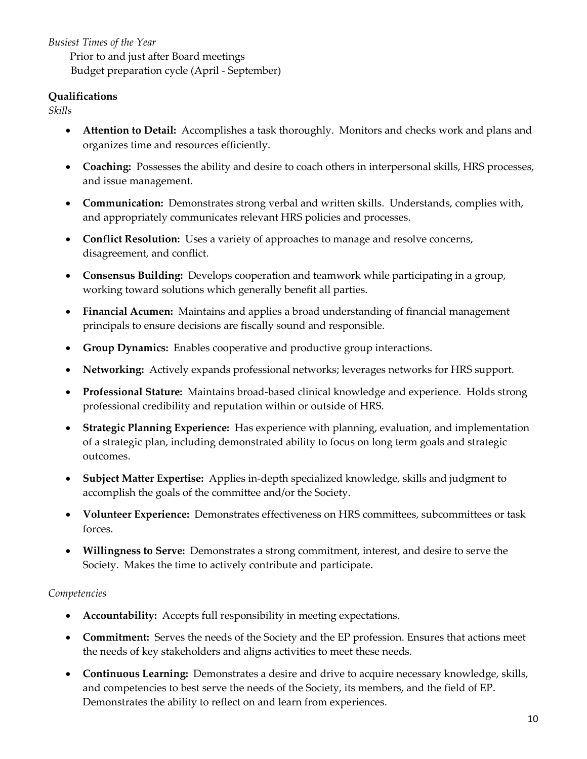*Busiest Times of the Year*

Prior to and just after Board meetings

Budget preparation cycle (April - September)

**Qualifications**

*Skills*

- **Attention to Detail:** Accomplishes a task thoroughly. Monitors and checks work and plans and organizes time and resources efficiently.
- **Coaching:** Possesses the ability and desire to coach others in interpersonal skills, HRS processes, and issue management.
- **Communication:** Demonstrates strong verbal and written skills. Understands, complies with, and appropriately communicates relevant HRS policies and processes.
- **Conflict Resolution:** Uses a variety of approaches to manage and resolve concerns, disagreement, and conflict.
- **Consensus Building:** Develops cooperation and teamwork while participating in a group, working toward solutions which generally benefit all parties.
- **Financial Acumen:** Maintains and applies a broad understanding of financial management principals to ensure decisions are fiscally sound and responsible.
- **Group Dynamics:** Enables cooperative and productive group interactions.
- **Networking:** Actively expands professional networks; leverages networks for HRS support.
- **Professional Stature:** Maintains broad-based clinical knowledge and experience. Holds strong professional credibility and reputation within or outside of HRS.
- **Strategic Planning Experience:** Has experience with planning, evaluation, and implementation of a strategic plan, including demonstrated ability to focus on long term goals and strategic outcomes.
- **Subject Matter Expertise:** Applies in-depth specialized knowledge, skills and judgment to accomplish the goals of the committee and/or the Society.
- **Volunteer Experience:** Demonstrates effectiveness on HRS committees, subcommittees or task forces.
- **Willingness to Serve:** Demonstrates a strong commitment, interest, and desire to serve the Society. Makes the time to actively contribute and participate.

*Competencies*

- **Accountability:** Accepts full responsibility in meeting expectations.
- **Commitment:** Serves the needs of the Society and the EP profession. Ensures that actions meet the needs of key stakeholders and aligns activities to meet these needs.
- **Continuous Learning:** Demonstrates a desire and drive to acquire necessary knowledge, skills, and competencies to best serve the needs of the Society, its members, and the field of EP. Demonstrates the ability to reflect on and learn from experiences.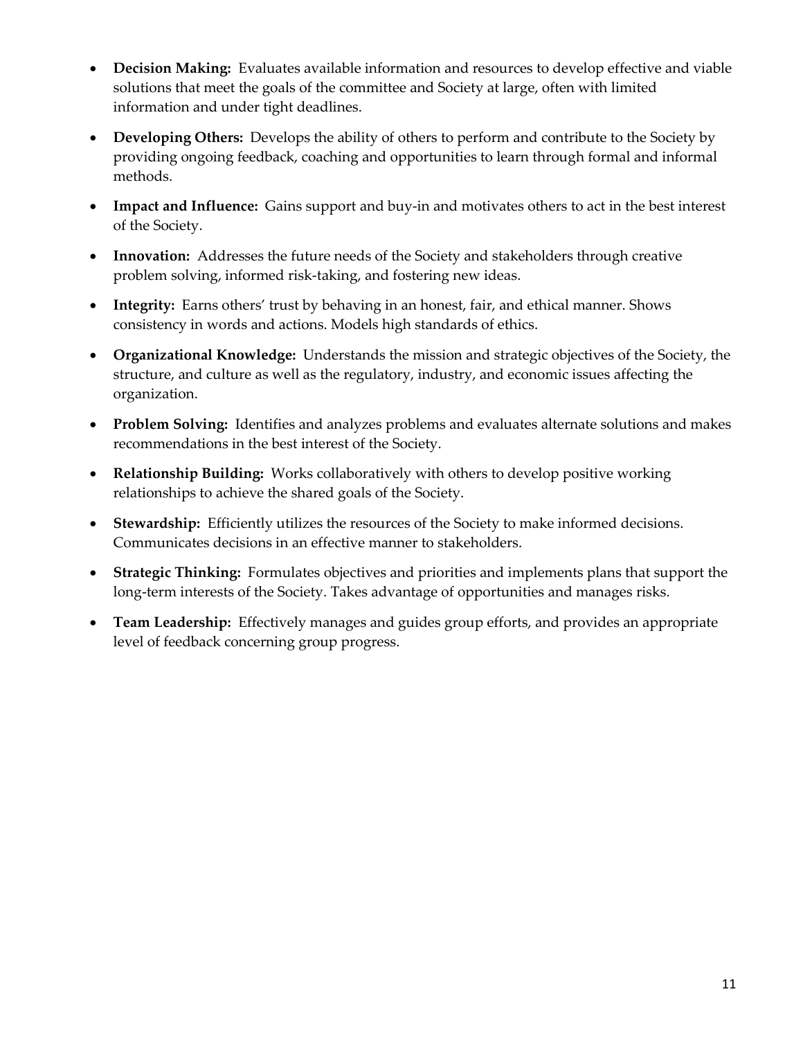- **Decision Making:** Evaluates available information and resources to develop effective and viable solutions that meet the goals of the committee and Society at large, often with limited information and under tight deadlines.
- **Developing Others:** Develops the ability of others to perform and contribute to the Society by providing ongoing feedback, coaching and opportunities to learn through formal and informal methods.
- **Impact and Influence:** Gains support and buy-in and motivates others to act in the best interest of the Society.
- **Innovation:** Addresses the future needs of the Society and stakeholders through creative problem solving, informed risk-taking, and fostering new ideas.
- **Integrity:** Earns others' trust by behaving in an honest, fair, and ethical manner. Shows consistency in words and actions. Models high standards of ethics.
- **Organizational Knowledge:** Understands the mission and strategic objectives of the Society, the structure, and culture as well as the regulatory, industry, and economic issues affecting the organization.
- **Problem Solving:** Identifies and analyzes problems and evaluates alternate solutions and makes recommendations in the best interest of the Society.
- **Relationship Building:** Works collaboratively with others to develop positive working relationships to achieve the shared goals of the Society.
- **Stewardship:** Efficiently utilizes the resources of the Society to make informed decisions. Communicates decisions in an effective manner to stakeholders.
- **Strategic Thinking:** Formulates objectives and priorities and implements plans that support the long-term interests of the Society. Takes advantage of opportunities and manages risks.
- **Team Leadership:** Effectively manages and guides group efforts, and provides an appropriate level of feedback concerning group progress.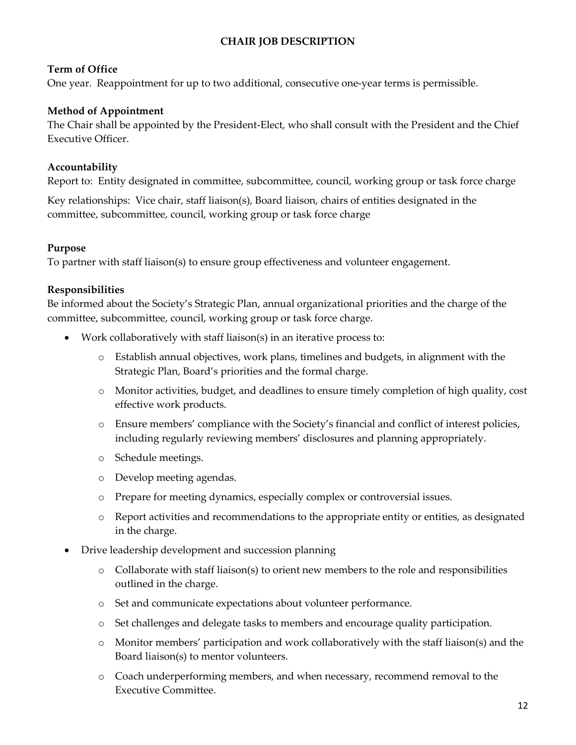## CHAIR JOB DESCRIPTION

**Term of Office**
One year. Reappointment for up to two additional, consecutive one-year terms is permissible.

**Method of Appointment**
The Chair shall be appointed by the President-Elect, who shall consult with the President and the Chief Executive Officer.

**Accountability**
Report to: Entity designated in committee, subcommittee, council, working group or task force charge

Key relationships: Vice chair, staff liaison(s), Board liaison, chairs of entities designated in the committee, subcommittee, council, working group or task force charge

**Purpose**
To partner with staff liaison(s) to ensure group effectiveness and volunteer engagement.

**Responsibilities**
Be informed about the Society's Strategic Plan, annual organizational priorities and the charge of the committee, subcommittee, council, working group or task force charge.

- Work collaboratively with staff liaison(s) in an iterative process to:
  - Establish annual objectives, work plans, timelines and budgets, in alignment with the Strategic Plan, Board's priorities and the formal charge.
  - Monitor activities, budget, and deadlines to ensure timely completion of high quality, cost effective work products.
  - Ensure members' compliance with the Society's financial and conflict of interest policies, including regularly reviewing members' disclosures and planning appropriately.
  - Schedule meetings.
  - Develop meeting agendas.
  - Prepare for meeting dynamics, especially complex or controversial issues.
  - Report activities and recommendations to the appropriate entity or entities, as designated in the charge.
- Drive leadership development and succession planning
  - Collaborate with staff liaison(s) to orient new members to the role and responsibilities outlined in the charge.
  - Set and communicate expectations about volunteer performance.
  - Set challenges and delegate tasks to members and encourage quality participation.
  - Monitor members' participation and work collaboratively with the staff liaison(s) and the Board liaison(s) to mentor volunteers.
  - Coach underperforming members, and when necessary, recommend removal to the Executive Committee.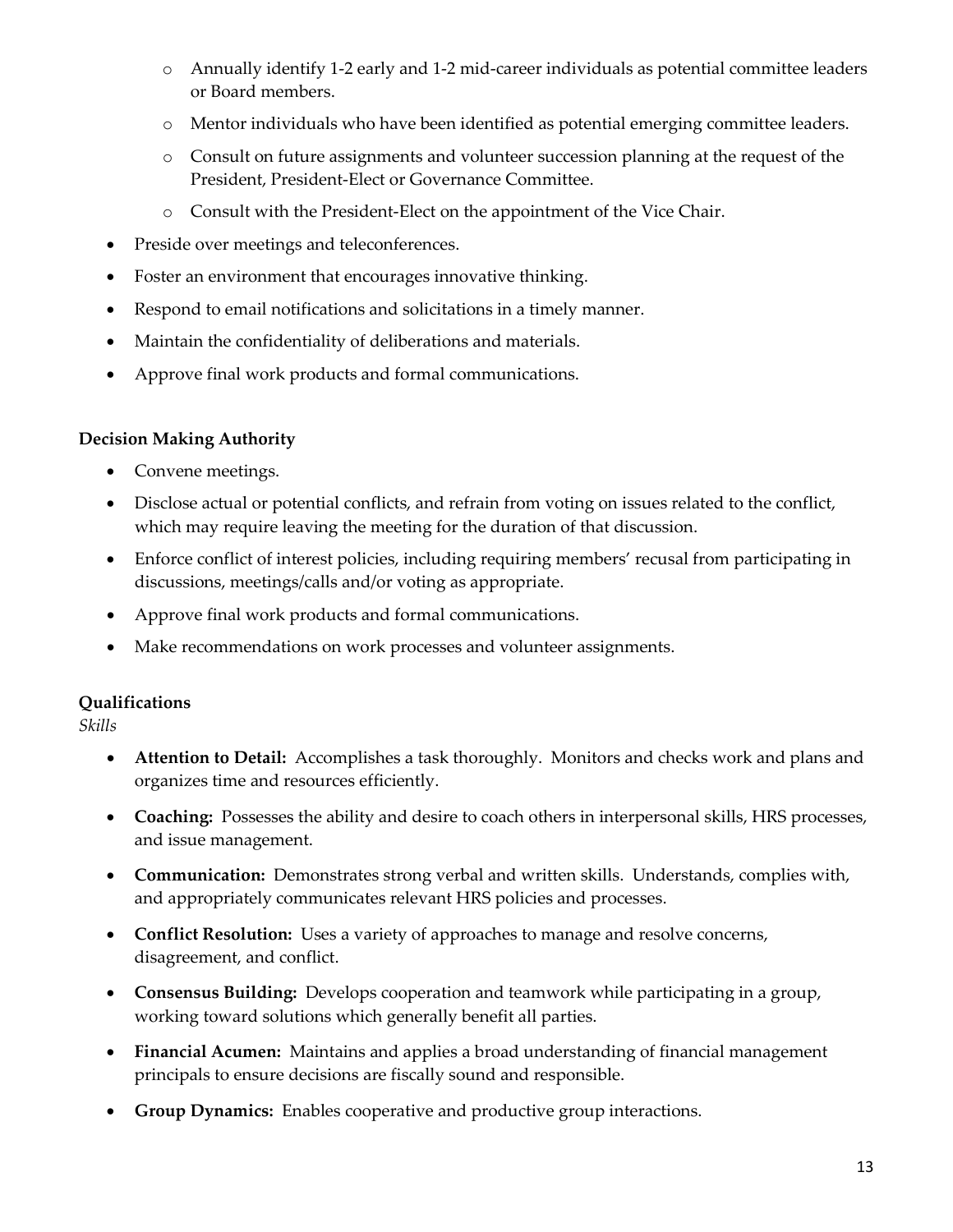- Annually identify 1-2 early and 1-2 mid-career individuals as potential committee leaders or Board members.
   - Mentor individuals who have been identified as potential emerging committee leaders.
   - Consult on future assignments and volunteer succession planning at the request of the President, President-Elect or Governance Committee.
   - Consult with the President-Elect on the appointment of the Vice Chair.
- Preside over meetings and teleconferences.
- Foster an environment that encourages innovative thinking.
- Respond to email notifications and solicitations in a timely manner.
- Maintain the confidentiality of deliberations and materials.
- Approve final work products and formal communications.

**Decision Making Authority**

- Convene meetings.
- Disclose actual or potential conflicts, and refrain from voting on issues related to the conflict, which may require leaving the meeting for the duration of that discussion.
- Enforce conflict of interest policies, including requiring members' recusal from participating in discussions, meetings/calls and/or voting as appropriate.
- Approve final work products and formal communications.
- Make recommendations on work processes and volunteer assignments.

**Qualifications**

*Skills*

- **Attention to Detail:** Accomplishes a task thoroughly. Monitors and checks work and plans and organizes time and resources efficiently.
- **Coaching:** Possesses the ability and desire to coach others in interpersonal skills, HRS processes, and issue management.
- **Communication:** Demonstrates strong verbal and written skills. Understands, complies with, and appropriately communicates relevant HRS policies and processes.
- **Conflict Resolution:** Uses a variety of approaches to manage and resolve concerns, disagreement, and conflict.
- **Consensus Building:** Develops cooperation and teamwork while participating in a group, working toward solutions which generally benefit all parties.
- **Financial Acumen:** Maintains and applies a broad understanding of financial management principals to ensure decisions are fiscally sound and responsible.
- **Group Dynamics:** Enables cooperative and productive group interactions.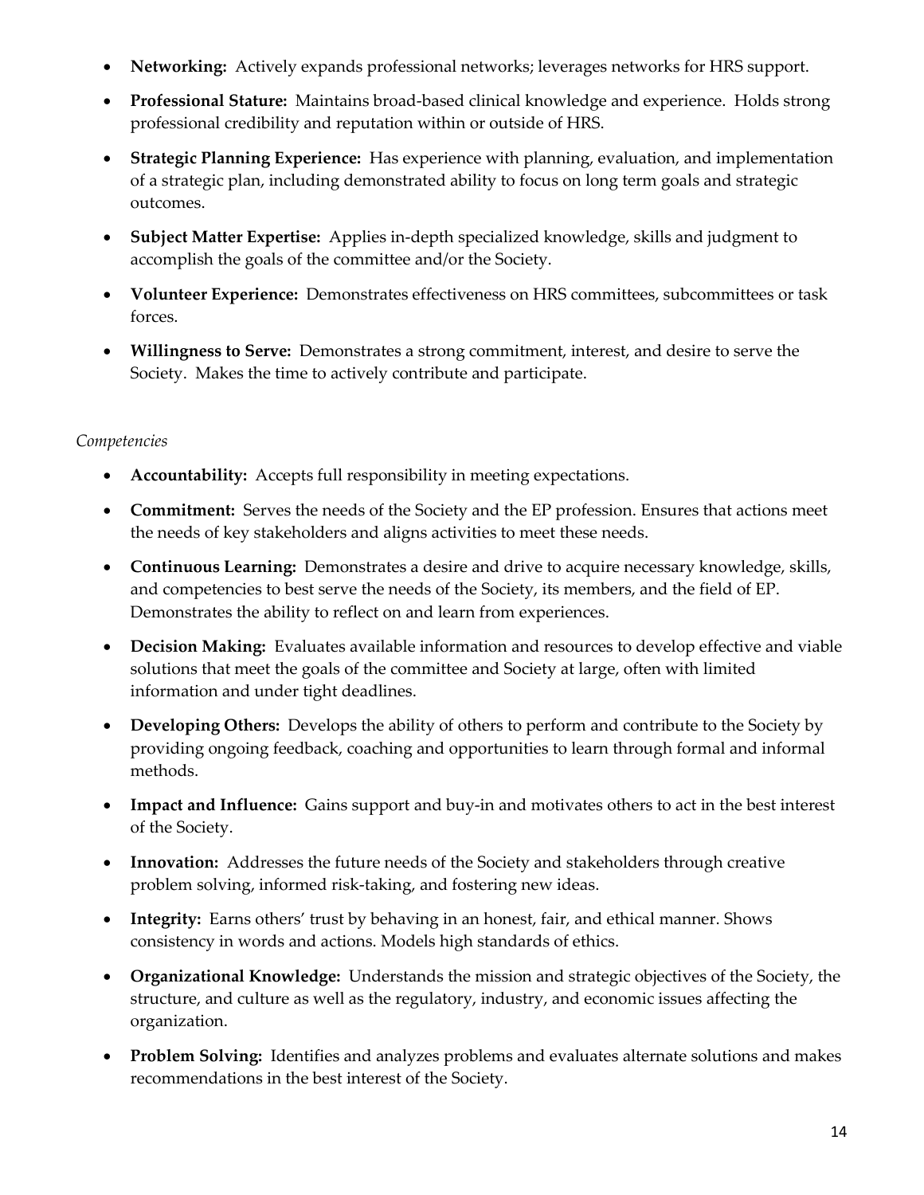- **Networking:** Actively expands professional networks; leverages networks for HRS support.
- **Professional Stature:** Maintains broad-based clinical knowledge and experience. Holds strong professional credibility and reputation within or outside of HRS.
- **Strategic Planning Experience:** Has experience with planning, evaluation, and implementation of a strategic plan, including demonstrated ability to focus on long term goals and strategic outcomes.
- **Subject Matter Expertise:** Applies in-depth specialized knowledge, skills and judgment to accomplish the goals of the committee and/or the Society.
- **Volunteer Experience:** Demonstrates effectiveness on HRS committees, subcommittees or task forces.
- **Willingness to Serve:** Demonstrates a strong commitment, interest, and desire to serve the Society. Makes the time to actively contribute and participate.

*Competencies*

- **Accountability:** Accepts full responsibility in meeting expectations.
- **Commitment:** Serves the needs of the Society and the EP profession. Ensures that actions meet the needs of key stakeholders and aligns activities to meet these needs.
- **Continuous Learning:** Demonstrates a desire and drive to acquire necessary knowledge, skills, and competencies to best serve the needs of the Society, its members, and the field of EP. Demonstrates the ability to reflect on and learn from experiences.
- **Decision Making:** Evaluates available information and resources to develop effective and viable solutions that meet the goals of the committee and Society at large, often with limited information and under tight deadlines.
- **Developing Others:** Develops the ability of others to perform and contribute to the Society by providing ongoing feedback, coaching and opportunities to learn through formal and informal methods.
- **Impact and Influence:** Gains support and buy-in and motivates others to act in the best interest of the Society.
- **Innovation:** Addresses the future needs of the Society and stakeholders through creative problem solving, informed risk-taking, and fostering new ideas.
- **Integrity:** Earns others' trust by behaving in an honest, fair, and ethical manner. Shows consistency in words and actions. Models high standards of ethics.
- **Organizational Knowledge:** Understands the mission and strategic objectives of the Society, the structure, and culture as well as the regulatory, industry, and economic issues affecting the organization.
- **Problem Solving:** Identifies and analyzes problems and evaluates alternate solutions and makes recommendations in the best interest of the Society.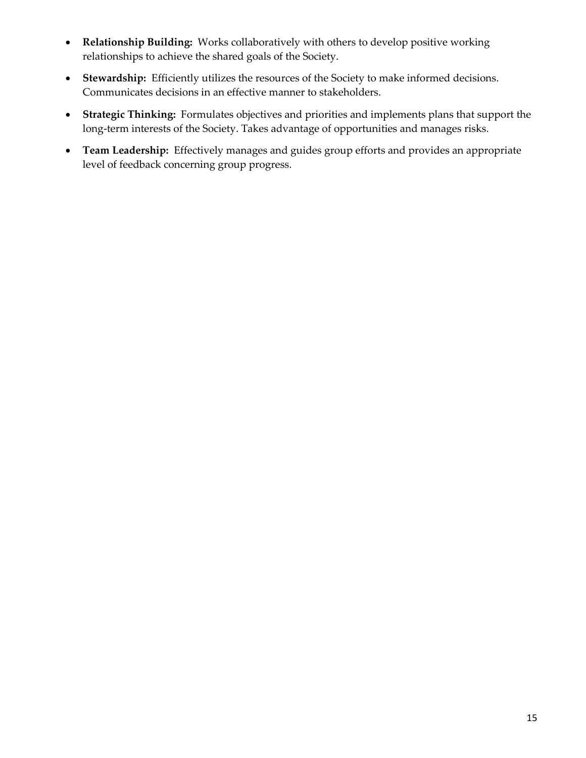- **Relationship Building:** Works collaboratively with others to develop positive working relationships to achieve the shared goals of the Society.
- **Stewardship:** Efficiently utilizes the resources of the Society to make informed decisions. Communicates decisions in an effective manner to stakeholders.
- **Strategic Thinking:** Formulates objectives and priorities and implements plans that support the long-term interests of the Society. Takes advantage of opportunities and manages risks.
- **Team Leadership:** Effectively manages and guides group efforts and provides an appropriate level of feedback concerning group progress.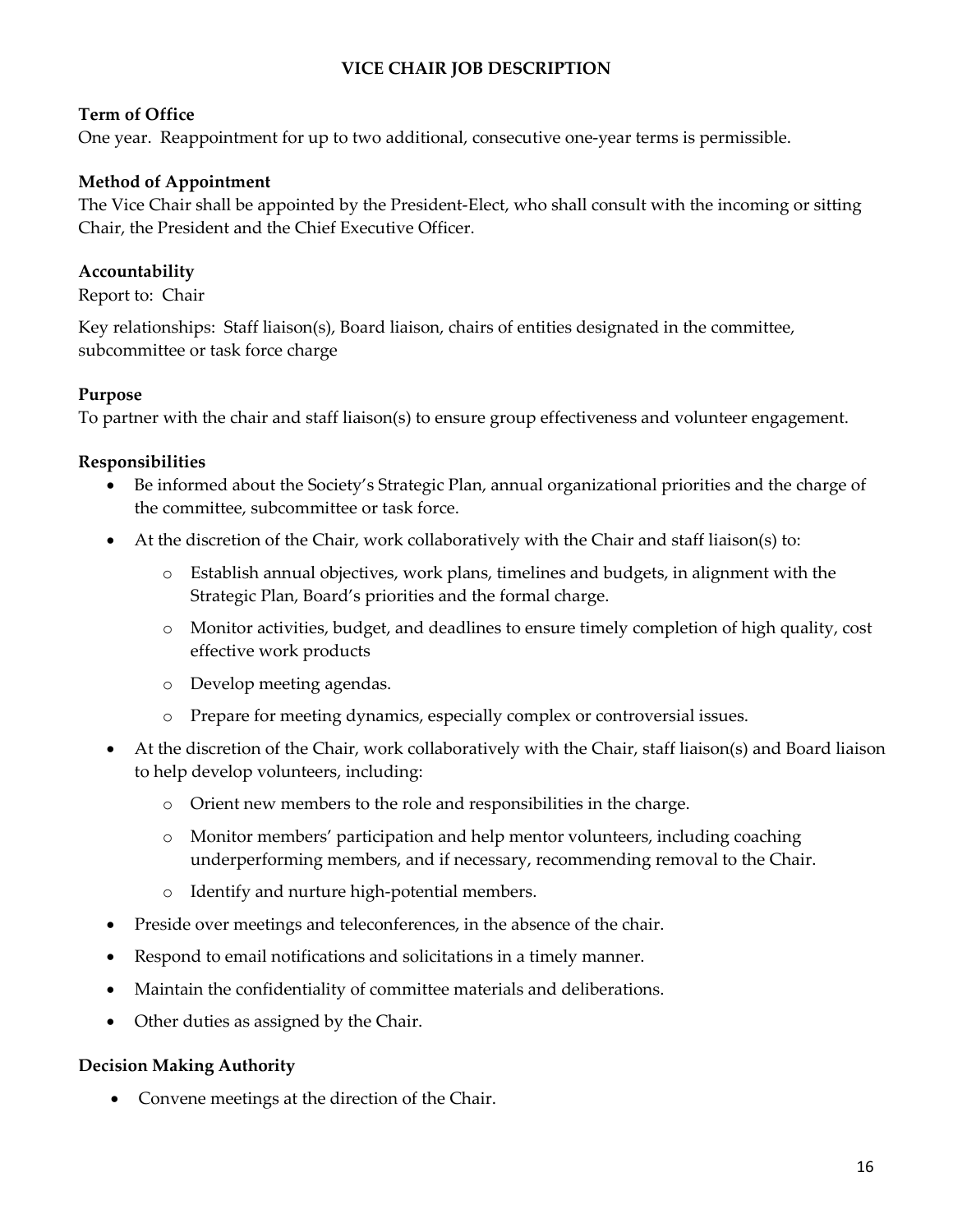# VICE CHAIR JOB DESCRIPTION

**Term of Office**

One year. Reappointment for up to two additional, consecutive one-year terms is permissible.

**Method of Appointment**

The Vice Chair shall be appointed by the President-Elect, who shall consult with the incoming or sitting Chair, the President and the Chief Executive Officer.

**Accountability**

Report to: Chair

Key relationships: Staff liaison(s), Board liaison, chairs of entities designated in the committee, subcommittee or task force charge

**Purpose**

To partner with the chair and staff liaison(s) to ensure group effectiveness and volunteer engagement.

**Responsibilities**

- Be informed about the Society's Strategic Plan, annual organizational priorities and the charge of the committee, subcommittee or task force.
- At the discretion of the Chair, work collaboratively with the Chair and staff liaison(s) to:
    - Establish annual objectives, work plans, timelines and budgets, in alignment with the Strategic Plan, Board's priorities and the formal charge.
    - Monitor activities, budget, and deadlines to ensure timely completion of high quality, cost effective work products
    - Develop meeting agendas.
    - Prepare for meeting dynamics, especially complex or controversial issues.
- At the discretion of the Chair, work collaboratively with the Chair, staff liaison(s) and Board liaison to help develop volunteers, including:
    - Orient new members to the role and responsibilities in the charge.
    - Monitor members' participation and help mentor volunteers, including coaching underperforming members, and if necessary, recommending removal to the Chair.
    - Identify and nurture high-potential members.
- Preside over meetings and teleconferences, in the absence of the chair.
- Respond to email notifications and solicitations in a timely manner.
- Maintain the confidentiality of committee materials and deliberations.
- Other duties as assigned by the Chair.

**Decision Making Authority**

- Convene meetings at the direction of the Chair.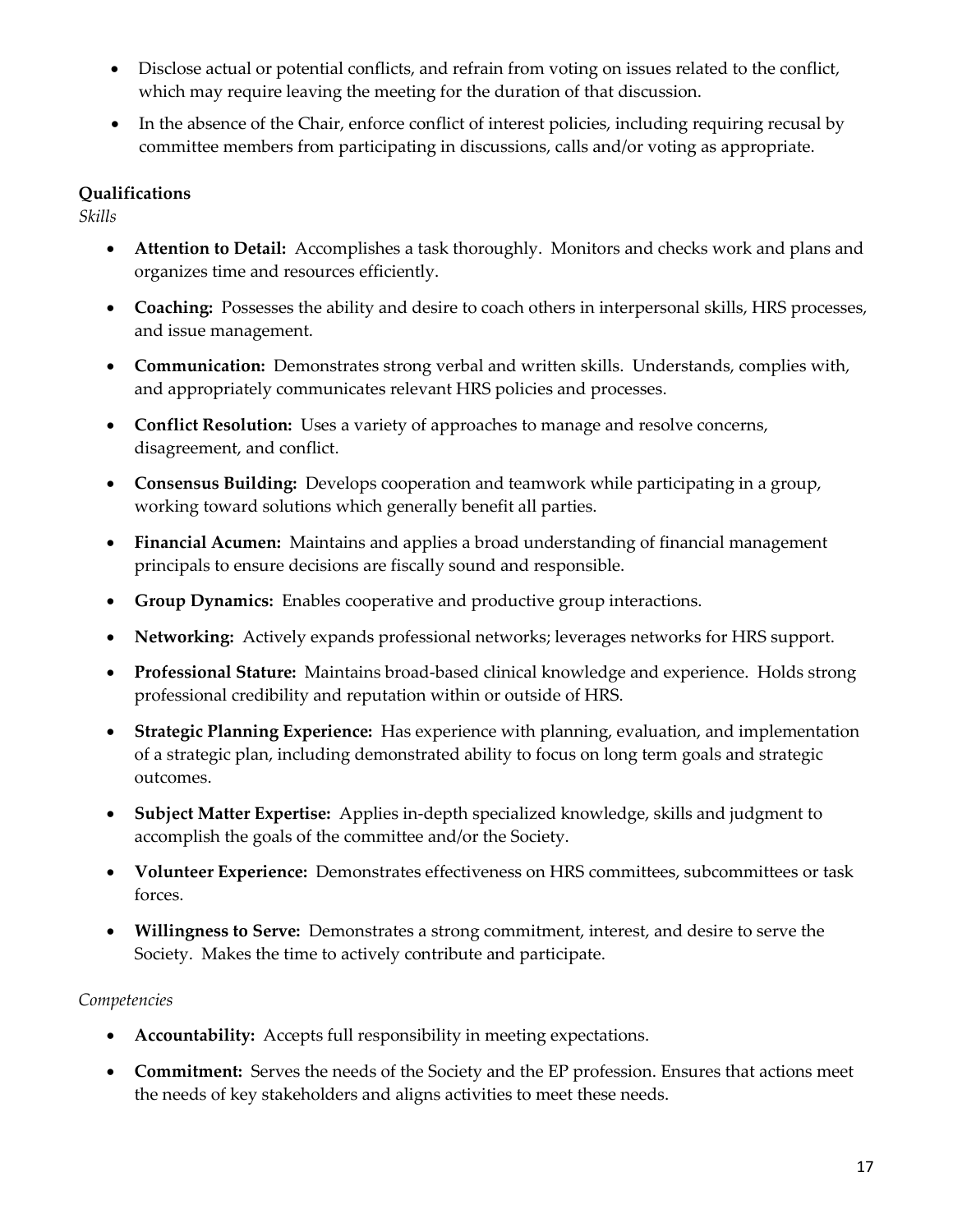- Disclose actual or potential conflicts, and refrain from voting on issues related to the conflict, which may require leaving the meeting for the duration of that discussion.
- In the absence of the Chair, enforce conflict of interest policies, including requiring recusal by committee members from participating in discussions, calls and/or voting as appropriate.

**Qualifications**

*Skills*

- **Attention to Detail:** Accomplishes a task thoroughly. Monitors and checks work and plans and organizes time and resources efficiently.
- **Coaching:** Possesses the ability and desire to coach others in interpersonal skills, HRS processes, and issue management.
- **Communication:** Demonstrates strong verbal and written skills. Understands, complies with, and appropriately communicates relevant HRS policies and processes.
- **Conflict Resolution:** Uses a variety of approaches to manage and resolve concerns, disagreement, and conflict.
- **Consensus Building:** Develops cooperation and teamwork while participating in a group, working toward solutions which generally benefit all parties.
- **Financial Acumen:** Maintains and applies a broad understanding of financial management principals to ensure decisions are fiscally sound and responsible.
- **Group Dynamics:** Enables cooperative and productive group interactions.
- **Networking:** Actively expands professional networks; leverages networks for HRS support.
- **Professional Stature:** Maintains broad-based clinical knowledge and experience. Holds strong professional credibility and reputation within or outside of HRS.
- **Strategic Planning Experience:** Has experience with planning, evaluation, and implementation of a strategic plan, including demonstrated ability to focus on long term goals and strategic outcomes.
- **Subject Matter Expertise:** Applies in-depth specialized knowledge, skills and judgment to accomplish the goals of the committee and/or the Society.
- **Volunteer Experience:** Demonstrates effectiveness on HRS committees, subcommittees or task forces.
- **Willingness to Serve:** Demonstrates a strong commitment, interest, and desire to serve the Society. Makes the time to actively contribute and participate.

*Competencies*

- **Accountability:** Accepts full responsibility in meeting expectations.
- **Commitment:** Serves the needs of the Society and the EP profession. Ensures that actions meet the needs of key stakeholders and aligns activities to meet these needs.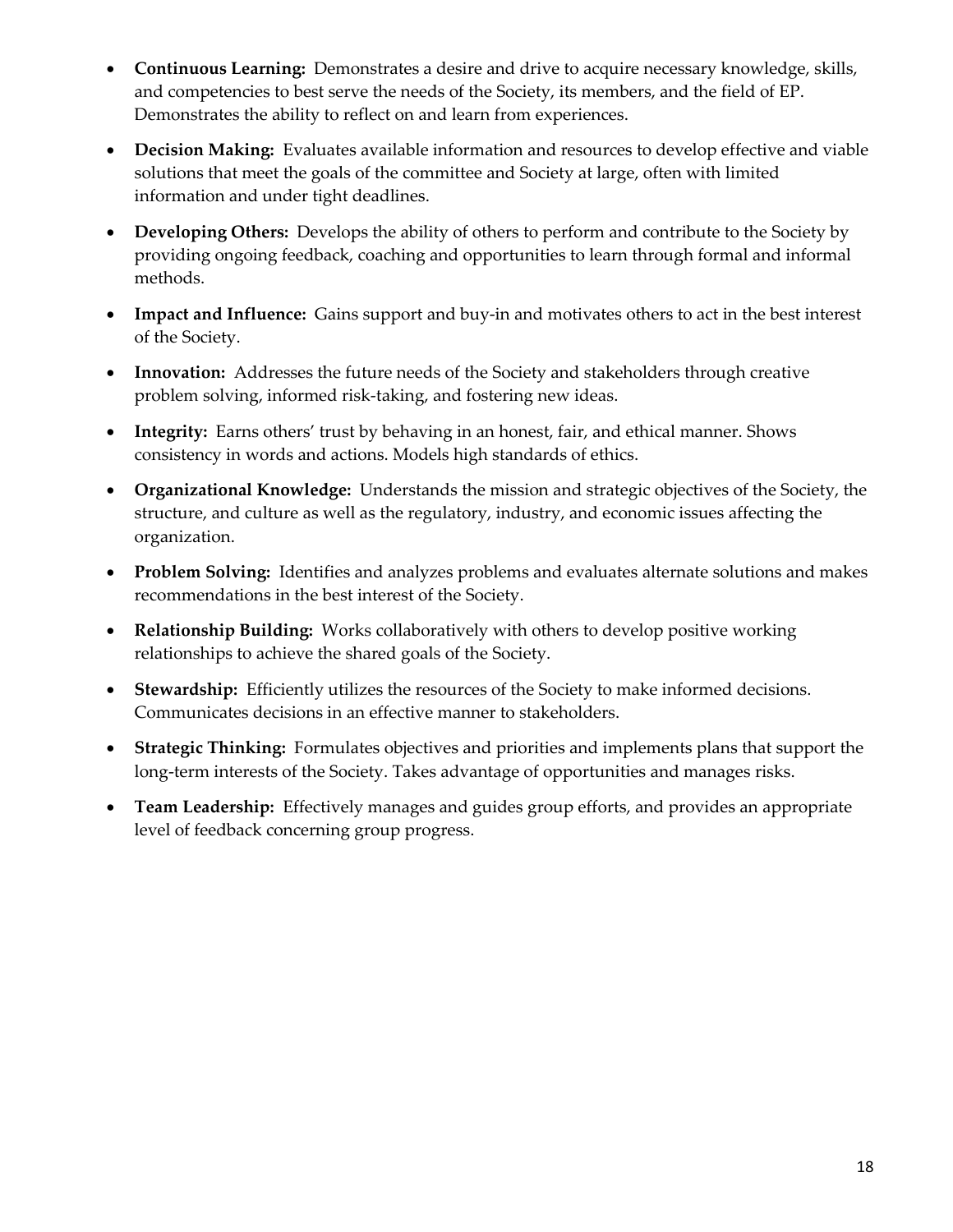- **Continuous Learning:** Demonstrates a desire and drive to acquire necessary knowledge, skills, and competencies to best serve the needs of the Society, its members, and the field of EP. Demonstrates the ability to reflect on and learn from experiences.
- **Decision Making:** Evaluates available information and resources to develop effective and viable solutions that meet the goals of the committee and Society at large, often with limited information and under tight deadlines.
- **Developing Others:** Develops the ability of others to perform and contribute to the Society by providing ongoing feedback, coaching and opportunities to learn through formal and informal methods.
- **Impact and Influence:** Gains support and buy-in and motivates others to act in the best interest of the Society.
- **Innovation:** Addresses the future needs of the Society and stakeholders through creative problem solving, informed risk-taking, and fostering new ideas.
- **Integrity:** Earns others' trust by behaving in an honest, fair, and ethical manner. Shows consistency in words and actions. Models high standards of ethics.
- **Organizational Knowledge:** Understands the mission and strategic objectives of the Society, the structure, and culture as well as the regulatory, industry, and economic issues affecting the organization.
- **Problem Solving:** Identifies and analyzes problems and evaluates alternate solutions and makes recommendations in the best interest of the Society.
- **Relationship Building:** Works collaboratively with others to develop positive working relationships to achieve the shared goals of the Society.
- **Stewardship:** Efficiently utilizes the resources of the Society to make informed decisions. Communicates decisions in an effective manner to stakeholders.
- **Strategic Thinking:** Formulates objectives and priorities and implements plans that support the long-term interests of the Society. Takes advantage of opportunities and manages risks.
- **Team Leadership:** Effectively manages and guides group efforts, and provides an appropriate level of feedback concerning group progress.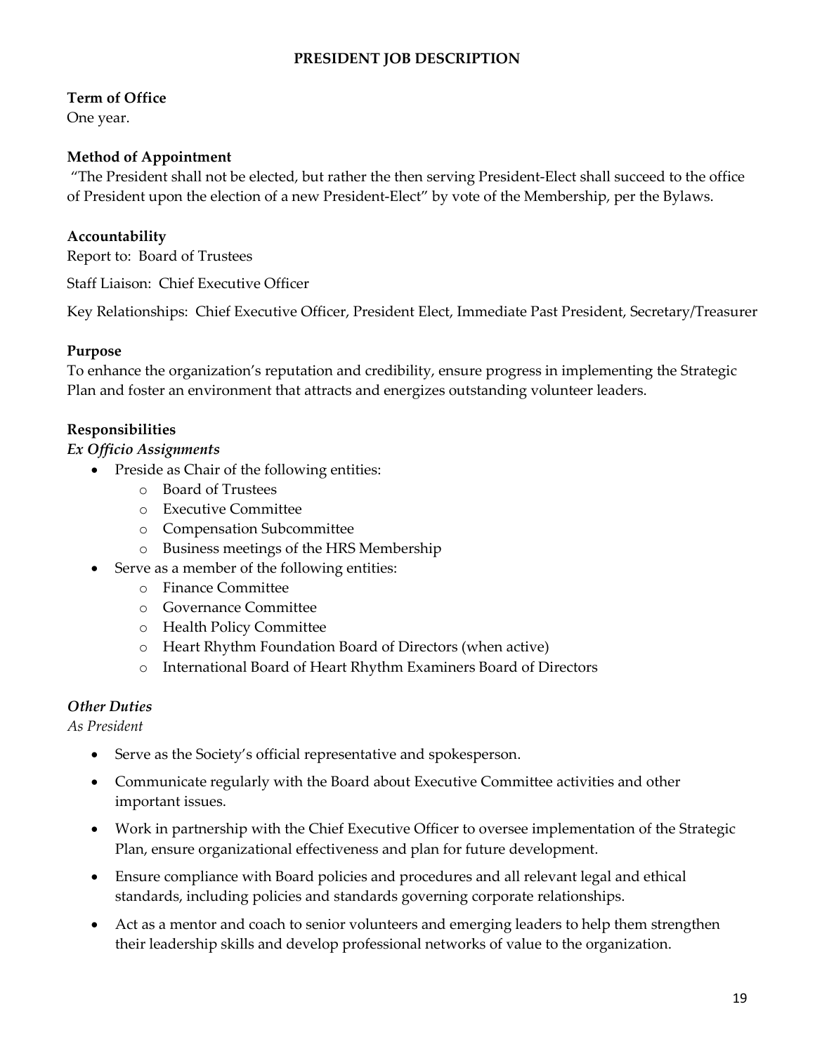# PRESIDENT JOB DESCRIPTION

**Term of Office**
One year.

**Method of Appointment**
"The President shall not be elected, but rather the then serving President-Elect shall succeed to the office of President upon the election of a new President-Elect" by vote of the Membership, per the Bylaws.

**Accountability**
Report to: Board of Trustees

Staff Liaison: Chief Executive Officer

Key Relationships: Chief Executive Officer, President Elect, Immediate Past President, Secretary/Treasurer

**Purpose**
To enhance the organization's reputation and credibility, ensure progress in implementing the Strategic Plan and foster an environment that attracts and energizes outstanding volunteer leaders.

**Responsibilities**
***Ex Officio Assignments***

- Preside as Chair of the following entities:
  - Board of Trustees
  - Executive Committee
  - Compensation Subcommittee
  - Business meetings of the HRS Membership
- Serve as a member of the following entities:
  - Finance Committee
  - Governance Committee
  - Health Policy Committee
  - Heart Rhythm Foundation Board of Directors (when active)
  - International Board of Heart Rhythm Examiners Board of Directors

***Other Duties***
*As President*

- Serve as the Society's official representative and spokesperson.
- Communicate regularly with the Board about Executive Committee activities and other important issues.
- Work in partnership with the Chief Executive Officer to oversee implementation of the Strategic Plan, ensure organizational effectiveness and plan for future development.
- Ensure compliance with Board policies and procedures and all relevant legal and ethical standards, including policies and standards governing corporate relationships.
- Act as a mentor and coach to senior volunteers and emerging leaders to help them strengthen their leadership skills and develop professional networks of value to the organization.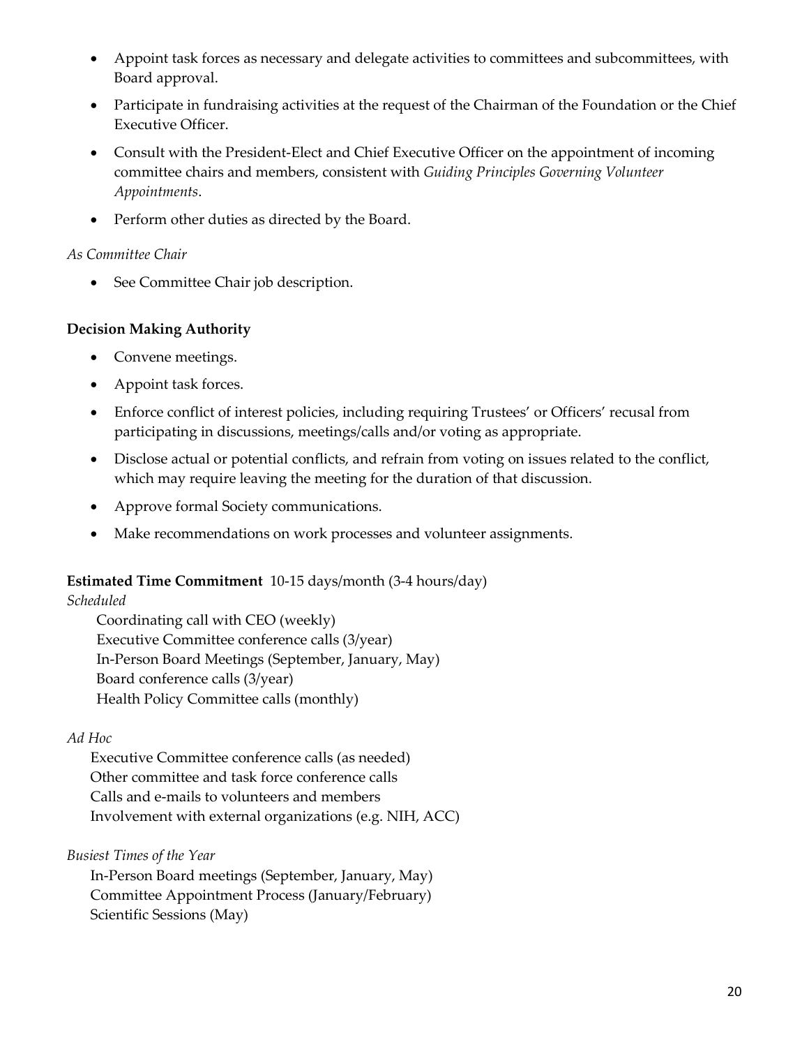- Appoint task forces as necessary and delegate activities to committees and subcommittees, with Board approval.
- Participate in fundraising activities at the request of the Chairman of the Foundation or the Chief Executive Officer.
- Consult with the President-Elect and Chief Executive Officer on the appointment of incoming committee chairs and members, consistent with *Guiding Principles Governing Volunteer Appointments*.
- Perform other duties as directed by the Board.

*As Committee Chair*

- See Committee Chair job description.

**Decision Making Authority**

- Convene meetings.
- Appoint task forces.
- Enforce conflict of interest policies, including requiring Trustees' or Officers' recusal from participating in discussions, meetings/calls and/or voting as appropriate.
- Disclose actual or potential conflicts, and refrain from voting on issues related to the conflict, which may require leaving the meeting for the duration of that discussion.
- Approve formal Society communications.
- Make recommendations on work processes and volunteer assignments.

**Estimated Time Commitment** 10-15 days/month (3-4 hours/day)

*Scheduled*

Coordinating call with CEO (weekly)
Executive Committee conference calls (3/year)
In-Person Board Meetings (September, January, May)
Board conference calls (3/year)
Health Policy Committee calls (monthly)

*Ad Hoc*

Executive Committee conference calls (as needed)
Other committee and task force conference calls
Calls and e-mails to volunteers and members
Involvement with external organizations (e.g. NIH, ACC)

*Busiest Times of the Year*

In-Person Board meetings (September, January, May)
Committee Appointment Process (January/February)
Scientific Sessions (May)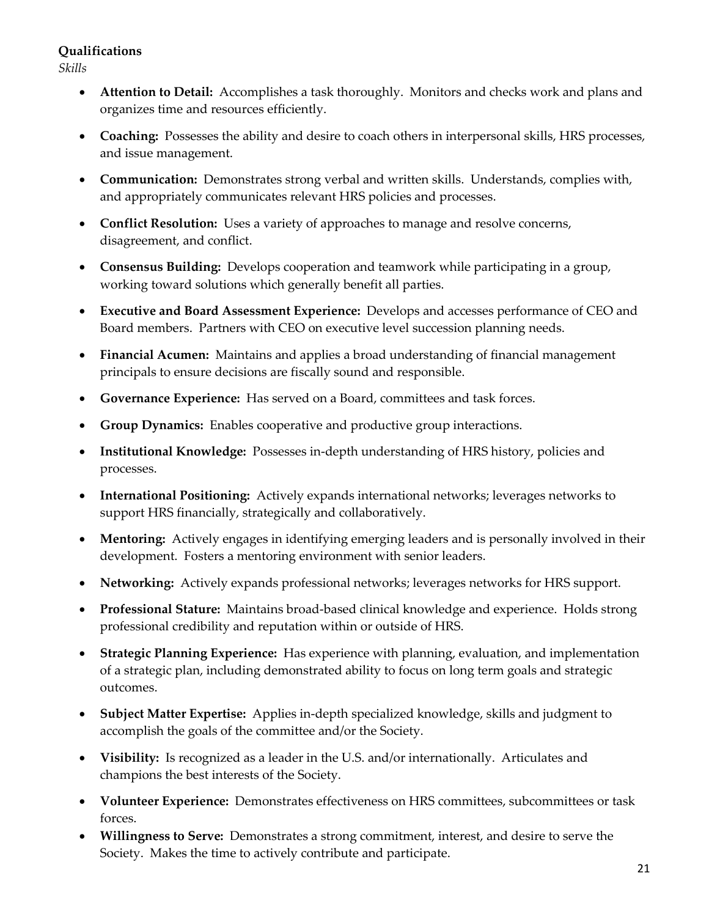**Qualifications**

*Skills*

- **Attention to Detail:** Accomplishes a task thoroughly. Monitors and checks work and plans and organizes time and resources efficiently.
- **Coaching:** Possesses the ability and desire to coach others in interpersonal skills, HRS processes, and issue management.
- **Communication:** Demonstrates strong verbal and written skills. Understands, complies with, and appropriately communicates relevant HRS policies and processes.
- **Conflict Resolution:** Uses a variety of approaches to manage and resolve concerns, disagreement, and conflict.
- **Consensus Building:** Develops cooperation and teamwork while participating in a group, working toward solutions which generally benefit all parties.
- **Executive and Board Assessment Experience:** Develops and accesses performance of CEO and Board members. Partners with CEO on executive level succession planning needs.
- **Financial Acumen:** Maintains and applies a broad understanding of financial management principals to ensure decisions are fiscally sound and responsible.
- **Governance Experience:** Has served on a Board, committees and task forces.
- **Group Dynamics:** Enables cooperative and productive group interactions.
- **Institutional Knowledge:** Possesses in-depth understanding of HRS history, policies and processes.
- **International Positioning:** Actively expands international networks; leverages networks to support HRS financially, strategically and collaboratively.
- **Mentoring:** Actively engages in identifying emerging leaders and is personally involved in their development. Fosters a mentoring environment with senior leaders.
- **Networking:** Actively expands professional networks; leverages networks for HRS support.
- **Professional Stature:** Maintains broad-based clinical knowledge and experience. Holds strong professional credibility and reputation within or outside of HRS.
- **Strategic Planning Experience:** Has experience with planning, evaluation, and implementation of a strategic plan, including demonstrated ability to focus on long term goals and strategic outcomes.
- **Subject Matter Expertise:** Applies in-depth specialized knowledge, skills and judgment to accomplish the goals of the committee and/or the Society.
- **Visibility:** Is recognized as a leader in the U.S. and/or internationally. Articulates and champions the best interests of the Society.
- **Volunteer Experience:** Demonstrates effectiveness on HRS committees, subcommittees or task forces.
- **Willingness to Serve:** Demonstrates a strong commitment, interest, and desire to serve the Society. Makes the time to actively contribute and participate.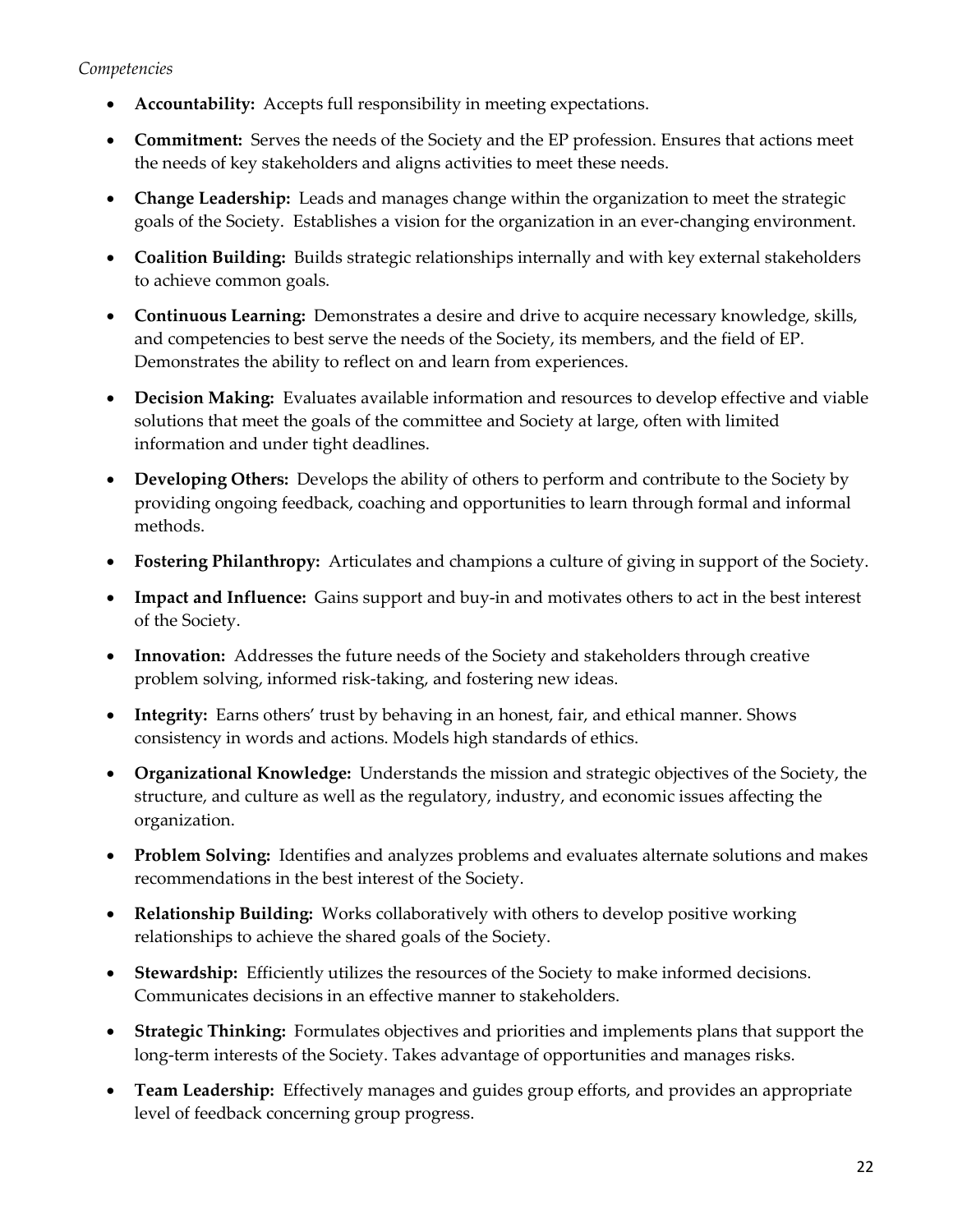*Competencies*

- **Accountability:** Accepts full responsibility in meeting expectations.
- **Commitment:** Serves the needs of the Society and the EP profession. Ensures that actions meet the needs of key stakeholders and aligns activities to meet these needs.
- **Change Leadership:** Leads and manages change within the organization to meet the strategic goals of the Society. Establishes a vision for the organization in an ever-changing environment.
- **Coalition Building:** Builds strategic relationships internally and with key external stakeholders to achieve common goals.
- **Continuous Learning:** Demonstrates a desire and drive to acquire necessary knowledge, skills, and competencies to best serve the needs of the Society, its members, and the field of EP. Demonstrates the ability to reflect on and learn from experiences.
- **Decision Making:** Evaluates available information and resources to develop effective and viable solutions that meet the goals of the committee and Society at large, often with limited information and under tight deadlines.
- **Developing Others:** Develops the ability of others to perform and contribute to the Society by providing ongoing feedback, coaching and opportunities to learn through formal and informal methods.
- **Fostering Philanthropy:** Articulates and champions a culture of giving in support of the Society.
- **Impact and Influence:** Gains support and buy-in and motivates others to act in the best interest of the Society.
- **Innovation:** Addresses the future needs of the Society and stakeholders through creative problem solving, informed risk-taking, and fostering new ideas.
- **Integrity:** Earns others' trust by behaving in an honest, fair, and ethical manner. Shows consistency in words and actions. Models high standards of ethics.
- **Organizational Knowledge:** Understands the mission and strategic objectives of the Society, the structure, and culture as well as the regulatory, industry, and economic issues affecting the organization.
- **Problem Solving:** Identifies and analyzes problems and evaluates alternate solutions and makes recommendations in the best interest of the Society.
- **Relationship Building:** Works collaboratively with others to develop positive working relationships to achieve the shared goals of the Society.
- **Stewardship:** Efficiently utilizes the resources of the Society to make informed decisions. Communicates decisions in an effective manner to stakeholders.
- **Strategic Thinking:** Formulates objectives and priorities and implements plans that support the long-term interests of the Society. Takes advantage of opportunities and manages risks.
- **Team Leadership:** Effectively manages and guides group efforts, and provides an appropriate level of feedback concerning group progress.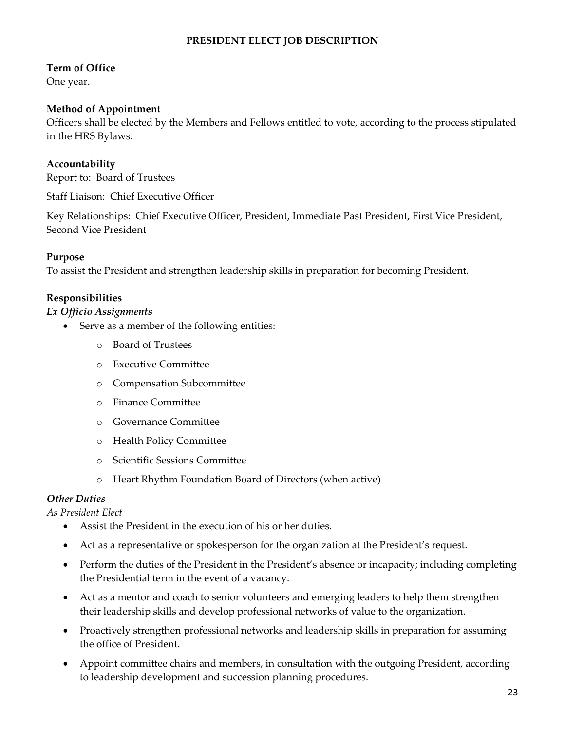# PRESIDENT ELECT JOB DESCRIPTION

**Term of Office**
One year.

**Method of Appointment**
Officers shall be elected by the Members and Fellows entitled to vote, according to the process stipulated in the HRS Bylaws.

**Accountability**
Report to: Board of Trustees

Staff Liaison: Chief Executive Officer

Key Relationships: Chief Executive Officer, President, Immediate Past President, First Vice President, Second Vice President

**Purpose**
To assist the President and strengthen leadership skills in preparation for becoming President.

**Responsibilities**

***Ex Officio Assignments***

- Serve as a member of the following entities:
  - Board of Trustees
  - Executive Committee
  - Compensation Subcommittee
  - Finance Committee
  - Governance Committee
  - Health Policy Committee
  - Scientific Sessions Committee
  - Heart Rhythm Foundation Board of Directors (when active)

***Other Duties***

*As President Elect*

- Assist the President in the execution of his or her duties.
- Act as a representative or spokesperson for the organization at the President's request.
- Perform the duties of the President in the President's absence or incapacity; including completing the Presidential term in the event of a vacancy.
- Act as a mentor and coach to senior volunteers and emerging leaders to help them strengthen their leadership skills and develop professional networks of value to the organization.
- Proactively strengthen professional networks and leadership skills in preparation for assuming the office of President.
- Appoint committee chairs and members, in consultation with the outgoing President, according to leadership development and succession planning procedures.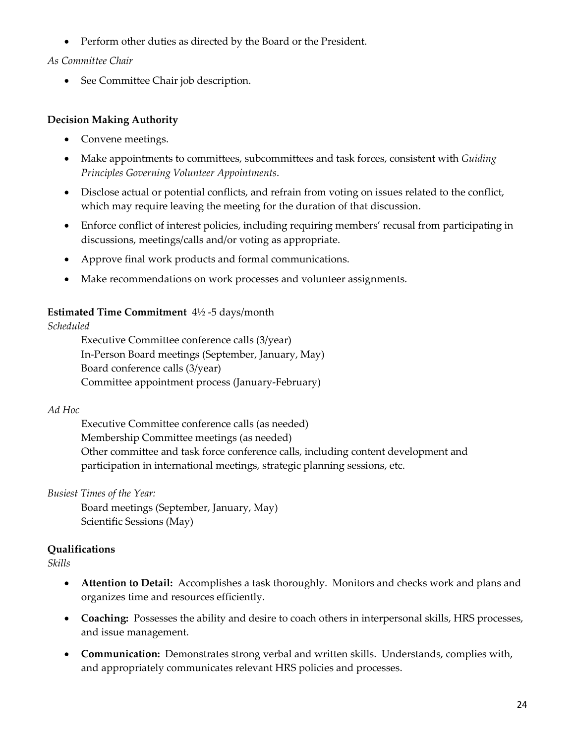- Perform other duties as directed by the Board or the President.

*As Committee Chair*

- See Committee Chair job description.

**Decision Making Authority**

- Convene meetings.
- Make appointments to committees, subcommittees and task forces, consistent with *Guiding Principles Governing Volunteer Appointments*.
- Disclose actual or potential conflicts, and refrain from voting on issues related to the conflict, which may require leaving the meeting for the duration of that discussion.
- Enforce conflict of interest policies, including requiring members' recusal from participating in discussions, meetings/calls and/or voting as appropriate.
- Approve final work products and formal communications.
- Make recommendations on work processes and volunteer assignments.

**Estimated Time Commitment** 4½ -5 days/month

*Scheduled*

Executive Committee conference calls (3/year)
In-Person Board meetings (September, January, May)
Board conference calls (3/year)
Committee appointment process (January-February)

*Ad Hoc*

Executive Committee conference calls (as needed)
Membership Committee meetings (as needed)
Other committee and task force conference calls, including content development and participation in international meetings, strategic planning sessions, etc.

*Busiest Times of the Year:*

Board meetings (September, January, May)
Scientific Sessions (May)

**Qualifications**

*Skills*

- **Attention to Detail:** Accomplishes a task thoroughly. Monitors and checks work and plans and organizes time and resources efficiently.
- **Coaching:** Possesses the ability and desire to coach others in interpersonal skills, HRS processes, and issue management.
- **Communication:** Demonstrates strong verbal and written skills. Understands, complies with, and appropriately communicates relevant HRS policies and processes.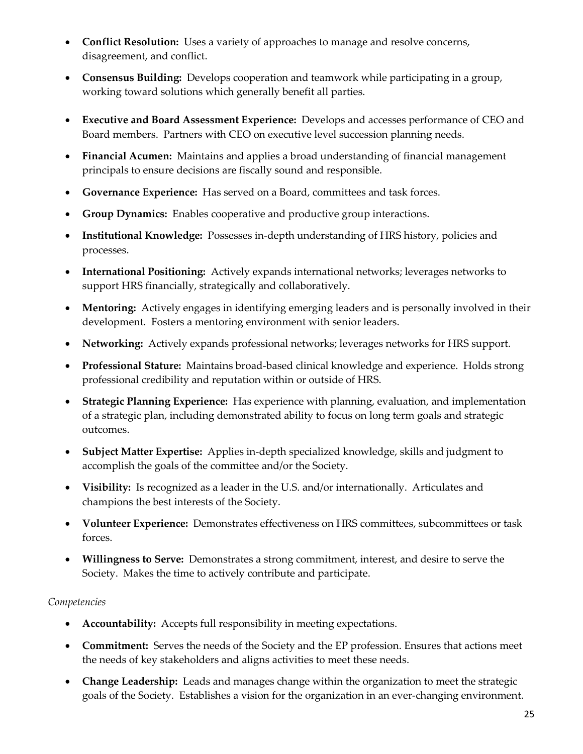- **Conflict Resolution:** Uses a variety of approaches to manage and resolve concerns, disagreement, and conflict.
- **Consensus Building:** Develops cooperation and teamwork while participating in a group, working toward solutions which generally benefit all parties.
- **Executive and Board Assessment Experience:** Develops and accesses performance of CEO and Board members. Partners with CEO on executive level succession planning needs.
- **Financial Acumen:** Maintains and applies a broad understanding of financial management principals to ensure decisions are fiscally sound and responsible.
- **Governance Experience:** Has served on a Board, committees and task forces.
- **Group Dynamics:** Enables cooperative and productive group interactions.
- **Institutional Knowledge:** Possesses in-depth understanding of HRS history, policies and processes.
- **International Positioning:** Actively expands international networks; leverages networks to support HRS financially, strategically and collaboratively.
- **Mentoring:** Actively engages in identifying emerging leaders and is personally involved in their development. Fosters a mentoring environment with senior leaders.
- **Networking:** Actively expands professional networks; leverages networks for HRS support.
- **Professional Stature:** Maintains broad-based clinical knowledge and experience. Holds strong professional credibility and reputation within or outside of HRS.
- **Strategic Planning Experience:** Has experience with planning, evaluation, and implementation of a strategic plan, including demonstrated ability to focus on long term goals and strategic outcomes.
- **Subject Matter Expertise:** Applies in-depth specialized knowledge, skills and judgment to accomplish the goals of the committee and/or the Society.
- **Visibility:** Is recognized as a leader in the U.S. and/or internationally. Articulates and champions the best interests of the Society.
- **Volunteer Experience:** Demonstrates effectiveness on HRS committees, subcommittees or task forces.
- **Willingness to Serve:** Demonstrates a strong commitment, interest, and desire to serve the Society. Makes the time to actively contribute and participate.

*Competencies*

- **Accountability:** Accepts full responsibility in meeting expectations.
- **Commitment:** Serves the needs of the Society and the EP profession. Ensures that actions meet the needs of key stakeholders and aligns activities to meet these needs.
- **Change Leadership:** Leads and manages change within the organization to meet the strategic goals of the Society. Establishes a vision for the organization in an ever-changing environment.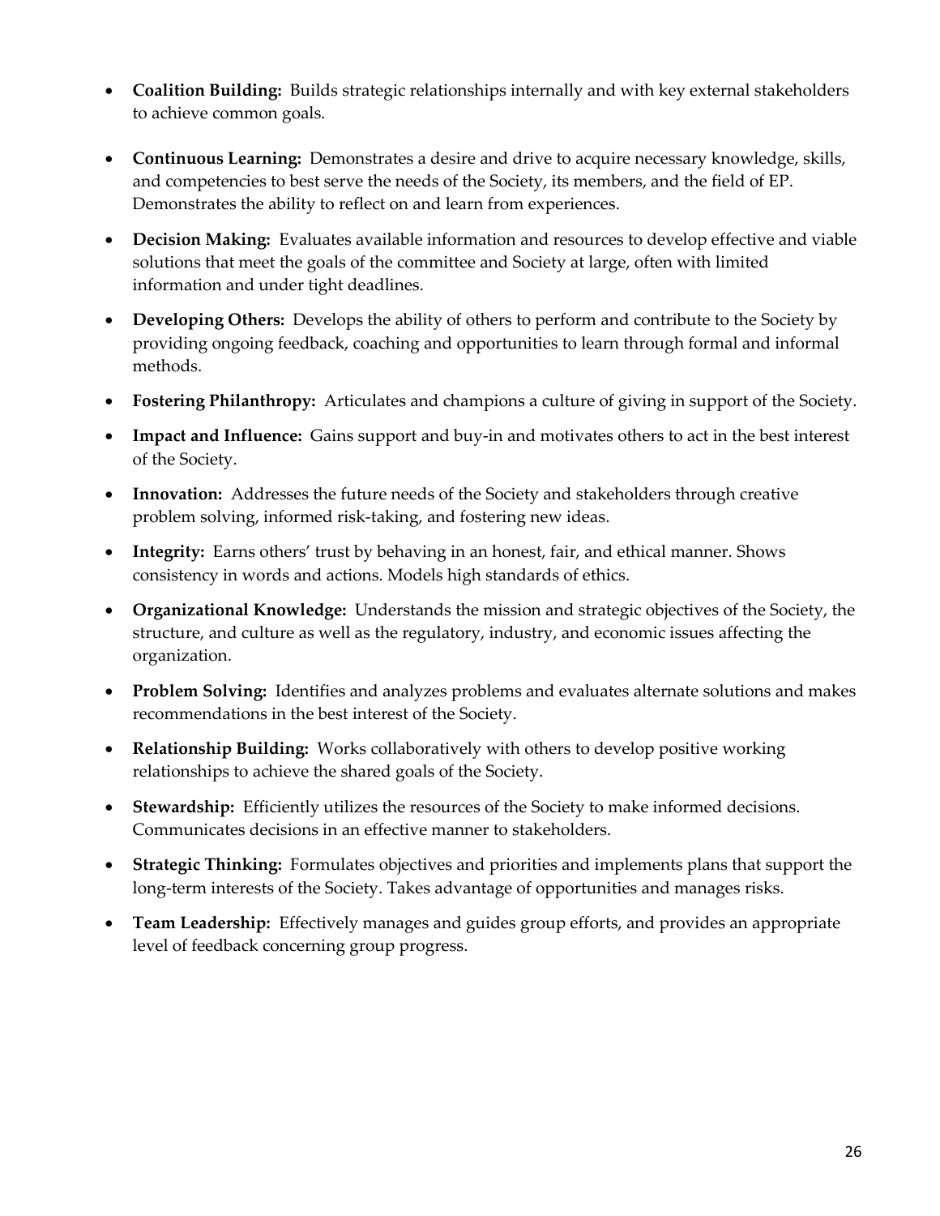- **Coalition Building:** Builds strategic relationships internally and with key external stakeholders to achieve common goals.
- **Continuous Learning:** Demonstrates a desire and drive to acquire necessary knowledge, skills, and competencies to best serve the needs of the Society, its members, and the field of EP. Demonstrates the ability to reflect on and learn from experiences.
- **Decision Making:** Evaluates available information and resources to develop effective and viable solutions that meet the goals of the committee and Society at large, often with limited information and under tight deadlines.
- **Developing Others:** Develops the ability of others to perform and contribute to the Society by providing ongoing feedback, coaching and opportunities to learn through formal and informal methods.
- **Fostering Philanthropy:** Articulates and champions a culture of giving in support of the Society.
- **Impact and Influence:** Gains support and buy-in and motivates others to act in the best interest of the Society.
- **Innovation:** Addresses the future needs of the Society and stakeholders through creative problem solving, informed risk-taking, and fostering new ideas.
- **Integrity:** Earns others' trust by behaving in an honest, fair, and ethical manner. Shows consistency in words and actions. Models high standards of ethics.
- **Organizational Knowledge:** Understands the mission and strategic objectives of the Society, the structure, and culture as well as the regulatory, industry, and economic issues affecting the organization.
- **Problem Solving:** Identifies and analyzes problems and evaluates alternate solutions and makes recommendations in the best interest of the Society.
- **Relationship Building:** Works collaboratively with others to develop positive working relationships to achieve the shared goals of the Society.
- **Stewardship:** Efficiently utilizes the resources of the Society to make informed decisions. Communicates decisions in an effective manner to stakeholders.
- **Strategic Thinking:** Formulates objectives and priorities and implements plans that support the long-term interests of the Society. Takes advantage of opportunities and manages risks.
- **Team Leadership:** Effectively manages and guides group efforts, and provides an appropriate level of feedback concerning group progress.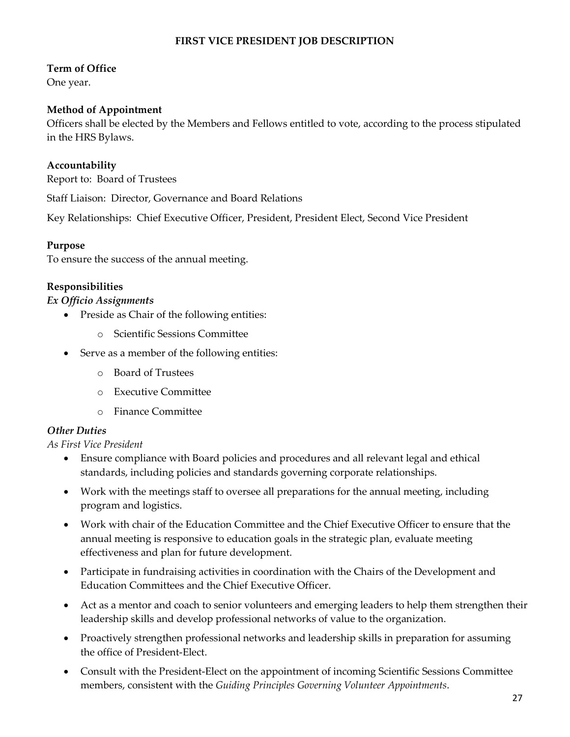# FIRST VICE PRESIDENT JOB DESCRIPTION

**Term of Office**
One year.

**Method of Appointment**
Officers shall be elected by the Members and Fellows entitled to vote, according to the process stipulated in the HRS Bylaws.

**Accountability**
Report to: Board of Trustees

Staff Liaison: Director, Governance and Board Relations

Key Relationships: Chief Executive Officer, President, President Elect, Second Vice President

**Purpose**
To ensure the success of the annual meeting.

**Responsibilities**
***Ex Officio Assignments***

- Preside as Chair of the following entities:
  - Scientific Sessions Committee
- Serve as a member of the following entities:
  - Board of Trustees
  - Executive Committee
  - Finance Committee

***Other Duties***
*As First Vice President*

- Ensure compliance with Board policies and procedures and all relevant legal and ethical standards, including policies and standards governing corporate relationships.
- Work with the meetings staff to oversee all preparations for the annual meeting, including program and logistics.
- Work with chair of the Education Committee and the Chief Executive Officer to ensure that the annual meeting is responsive to education goals in the strategic plan, evaluate meeting effectiveness and plan for future development.
- Participate in fundraising activities in coordination with the Chairs of the Development and Education Committees and the Chief Executive Officer.
- Act as a mentor and coach to senior volunteers and emerging leaders to help them strengthen their leadership skills and develop professional networks of value to the organization.
- Proactively strengthen professional networks and leadership skills in preparation for assuming the office of President-Elect.
- Consult with the President-Elect on the appointment of incoming Scientific Sessions Committee members, consistent with the *Guiding Principles Governing Volunteer Appointments*.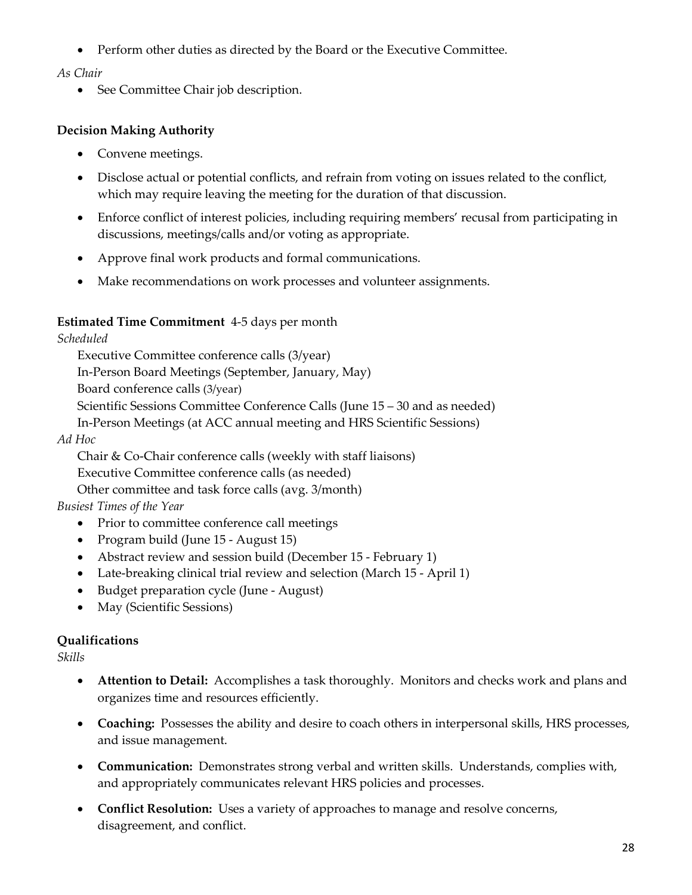- Perform other duties as directed by the Board or the Executive Committee.

*As Chair*

- See Committee Chair job description.

**Decision Making Authority**

- Convene meetings.
- Disclose actual or potential conflicts, and refrain from voting on issues related to the conflict, which may require leaving the meeting for the duration of that discussion.
- Enforce conflict of interest policies, including requiring members' recusal from participating in discussions, meetings/calls and/or voting as appropriate.
- Approve final work products and formal communications.
- Make recommendations on work processes and volunteer assignments.

**Estimated Time Commitment** 4-5 days per month

*Scheduled*

Executive Committee conference calls (3/year)
In-Person Board Meetings (September, January, May)
Board conference calls (3/year)
Scientific Sessions Committee Conference Calls (June 15 – 30 and as needed)
In-Person Meetings (at ACC annual meeting and HRS Scientific Sessions)

*Ad Hoc*

Chair & Co-Chair conference calls (weekly with staff liaisons)
Executive Committee conference calls (as needed)
Other committee and task force calls (avg. 3/month)

*Busiest Times of the Year*

- Prior to committee conference call meetings
- Program build (June 15 - August 15)
- Abstract review and session build (December 15 - February 1)
- Late-breaking clinical trial review and selection (March 15 - April 1)
- Budget preparation cycle (June - August)
- May (Scientific Sessions)

**Qualifications**

*Skills*

- **Attention to Detail:** Accomplishes a task thoroughly. Monitors and checks work and plans and organizes time and resources efficiently.
- **Coaching:** Possesses the ability and desire to coach others in interpersonal skills, HRS processes, and issue management.
- **Communication:** Demonstrates strong verbal and written skills. Understands, complies with, and appropriately communicates relevant HRS policies and processes.
- **Conflict Resolution:** Uses a variety of approaches to manage and resolve concerns, disagreement, and conflict.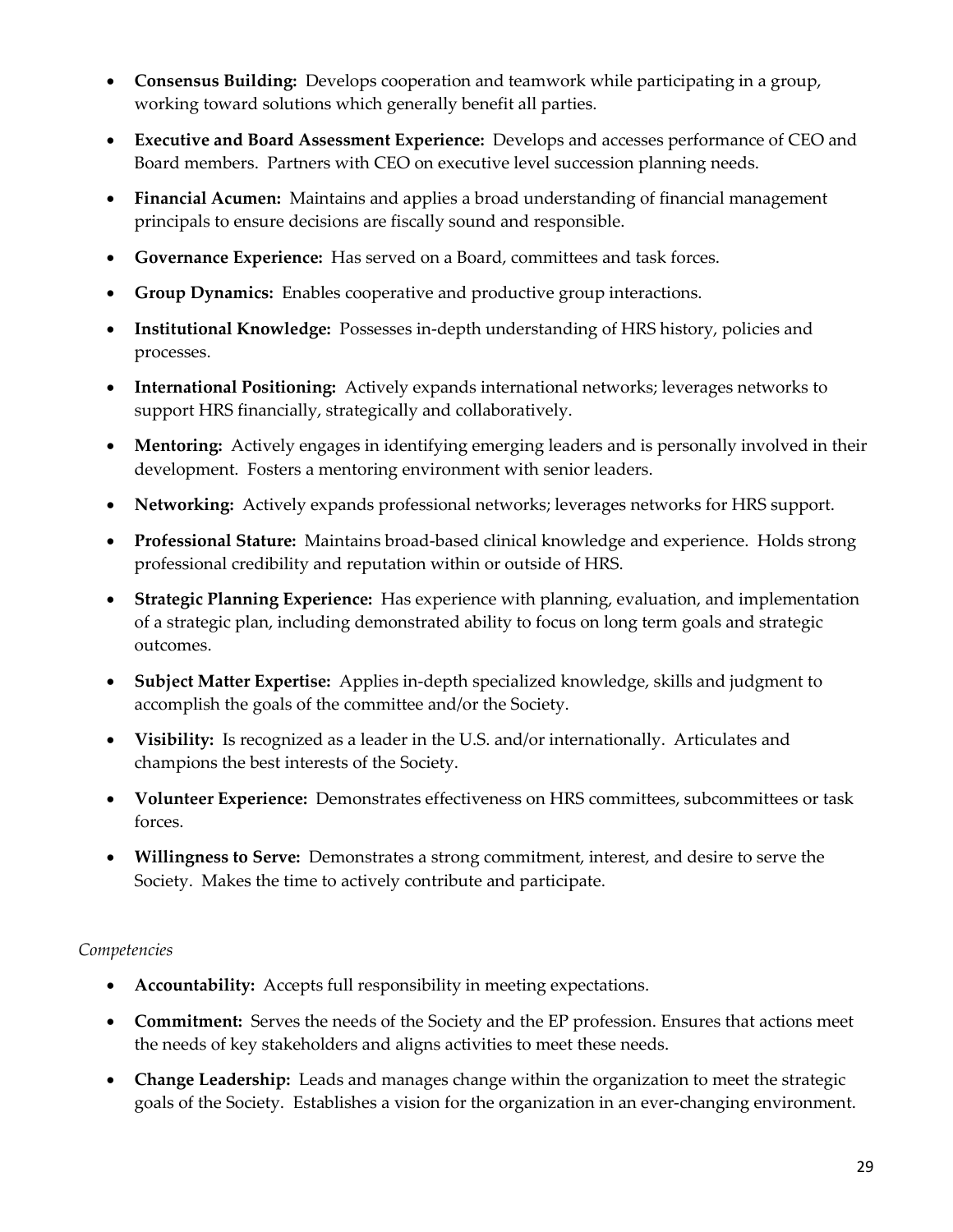- **Consensus Building:** Develops cooperation and teamwork while participating in a group, working toward solutions which generally benefit all parties.
- **Executive and Board Assessment Experience:** Develops and accesses performance of CEO and Board members. Partners with CEO on executive level succession planning needs.
- **Financial Acumen:** Maintains and applies a broad understanding of financial management principals to ensure decisions are fiscally sound and responsible.
- **Governance Experience:** Has served on a Board, committees and task forces.
- **Group Dynamics:** Enables cooperative and productive group interactions.
- **Institutional Knowledge:** Possesses in-depth understanding of HRS history, policies and processes.
- **International Positioning:** Actively expands international networks; leverages networks to support HRS financially, strategically and collaboratively.
- **Mentoring:** Actively engages in identifying emerging leaders and is personally involved in their development. Fosters a mentoring environment with senior leaders.
- **Networking:** Actively expands professional networks; leverages networks for HRS support.
- **Professional Stature:** Maintains broad-based clinical knowledge and experience. Holds strong professional credibility and reputation within or outside of HRS.
- **Strategic Planning Experience:** Has experience with planning, evaluation, and implementation of a strategic plan, including demonstrated ability to focus on long term goals and strategic outcomes.
- **Subject Matter Expertise:** Applies in-depth specialized knowledge, skills and judgment to accomplish the goals of the committee and/or the Society.
- **Visibility:** Is recognized as a leader in the U.S. and/or internationally. Articulates and champions the best interests of the Society.
- **Volunteer Experience:** Demonstrates effectiveness on HRS committees, subcommittees or task forces.
- **Willingness to Serve:** Demonstrates a strong commitment, interest, and desire to serve the Society. Makes the time to actively contribute and participate.

*Competencies*

- **Accountability:** Accepts full responsibility in meeting expectations.
- **Commitment:** Serves the needs of the Society and the EP profession. Ensures that actions meet the needs of key stakeholders and aligns activities to meet these needs.
- **Change Leadership:** Leads and manages change within the organization to meet the strategic goals of the Society. Establishes a vision for the organization in an ever-changing environment.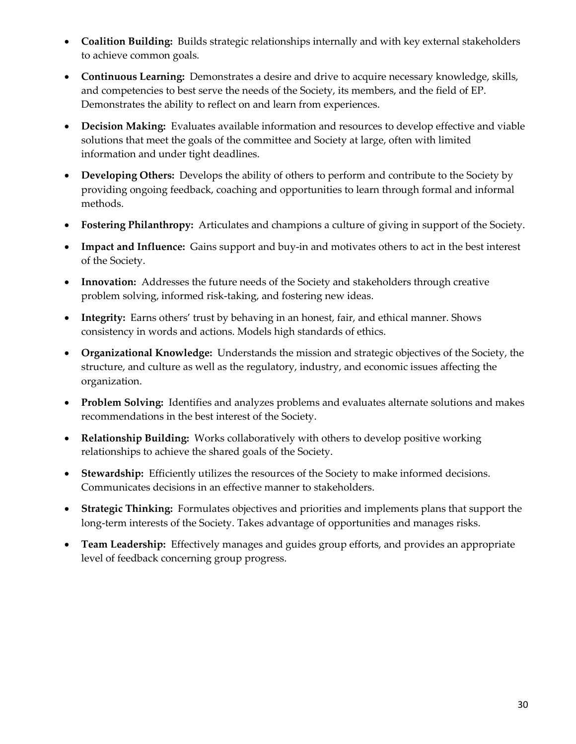- **Coalition Building:** Builds strategic relationships internally and with key external stakeholders to achieve common goals.
- **Continuous Learning:** Demonstrates a desire and drive to acquire necessary knowledge, skills, and competencies to best serve the needs of the Society, its members, and the field of EP. Demonstrates the ability to reflect on and learn from experiences.
- **Decision Making:** Evaluates available information and resources to develop effective and viable solutions that meet the goals of the committee and Society at large, often with limited information and under tight deadlines.
- **Developing Others:** Develops the ability of others to perform and contribute to the Society by providing ongoing feedback, coaching and opportunities to learn through formal and informal methods.
- **Fostering Philanthropy:** Articulates and champions a culture of giving in support of the Society.
- **Impact and Influence:** Gains support and buy-in and motivates others to act in the best interest of the Society.
- **Innovation:** Addresses the future needs of the Society and stakeholders through creative problem solving, informed risk-taking, and fostering new ideas.
- **Integrity:** Earns others' trust by behaving in an honest, fair, and ethical manner. Shows consistency in words and actions. Models high standards of ethics.
- **Organizational Knowledge:** Understands the mission and strategic objectives of the Society, the structure, and culture as well as the regulatory, industry, and economic issues affecting the organization.
- **Problem Solving:** Identifies and analyzes problems and evaluates alternate solutions and makes recommendations in the best interest of the Society.
- **Relationship Building:** Works collaboratively with others to develop positive working relationships to achieve the shared goals of the Society.
- **Stewardship:** Efficiently utilizes the resources of the Society to make informed decisions. Communicates decisions in an effective manner to stakeholders.
- **Strategic Thinking:** Formulates objectives and priorities and implements plans that support the long-term interests of the Society. Takes advantage of opportunities and manages risks.
- **Team Leadership:** Effectively manages and guides group efforts, and provides an appropriate level of feedback concerning group progress.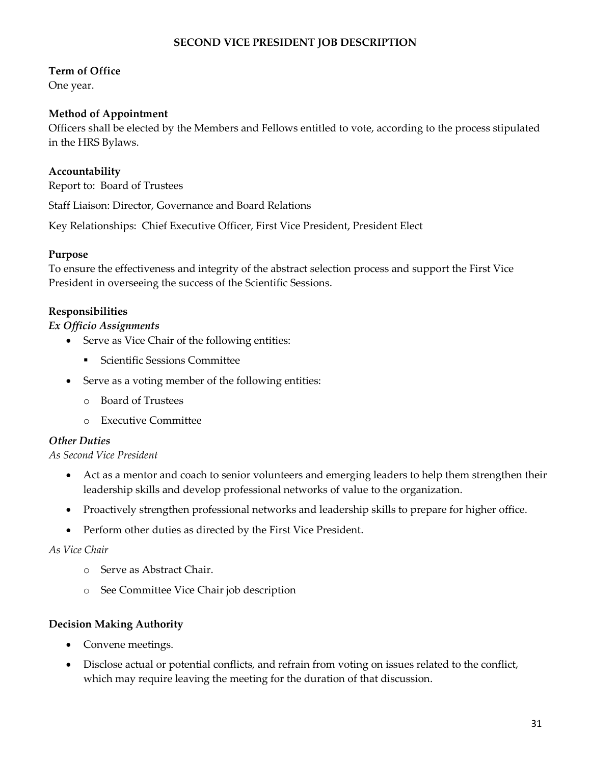# SECOND VICE PRESIDENT JOB DESCRIPTION

**Term of Office**
One year.

**Method of Appointment**
Officers shall be elected by the Members and Fellows entitled to vote, according to the process stipulated in the HRS Bylaws.

**Accountability**
Report to: Board of Trustees

Staff Liaison: Director, Governance and Board Relations

Key Relationships: Chief Executive Officer, First Vice President, President Elect

**Purpose**
To ensure the effectiveness and integrity of the abstract selection process and support the First Vice President in overseeing the success of the Scientific Sessions.

**Responsibilities**

***Ex Officio Assignments***

- Serve as Vice Chair of the following entities:
  - Scientific Sessions Committee
- Serve as a voting member of the following entities:
  - Board of Trustees
  - Executive Committee

***Other Duties***

*As Second Vice President*

- Act as a mentor and coach to senior volunteers and emerging leaders to help them strengthen their leadership skills and develop professional networks of value to the organization.
- Proactively strengthen professional networks and leadership skills to prepare for higher office.
- Perform other duties as directed by the First Vice President.

*As Vice Chair*

- Serve as Abstract Chair.
- See Committee Vice Chair job description

**Decision Making Authority**

- Convene meetings.
- Disclose actual or potential conflicts, and refrain from voting on issues related to the conflict, which may require leaving the meeting for the duration of that discussion.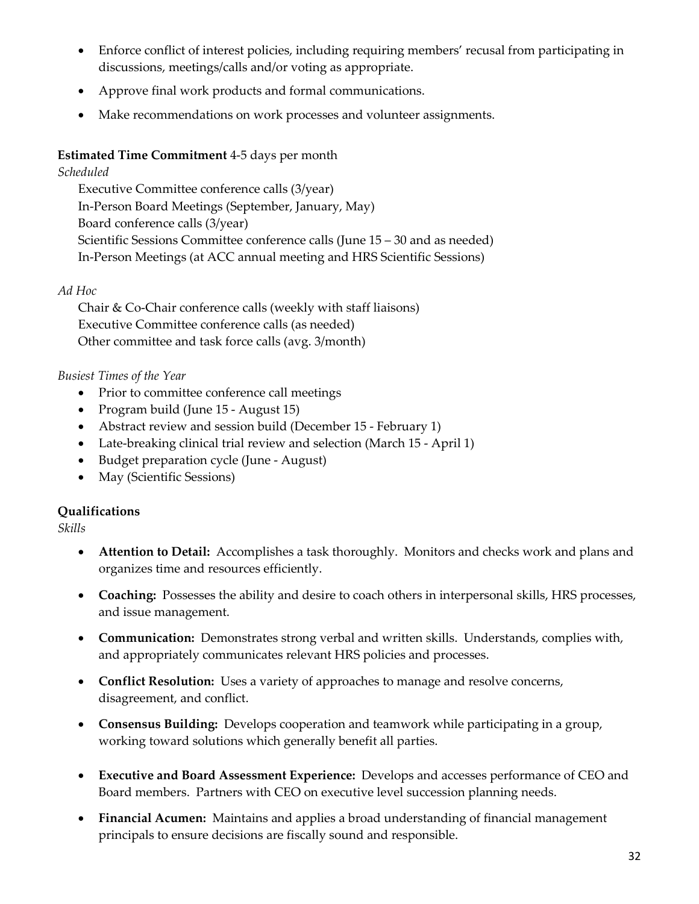- Enforce conflict of interest policies, including requiring members' recusal from participating in discussions, meetings/calls and/or voting as appropriate.
- Approve final work products and formal communications.
- Make recommendations on work processes and volunteer assignments.

**Estimated Time Commitment** 4-5 days per month

*Scheduled*

Executive Committee conference calls (3/year)
In-Person Board Meetings (September, January, May)
Board conference calls (3/year)
Scientific Sessions Committee conference calls (June 15 – 30 and as needed)
In-Person Meetings (at ACC annual meeting and HRS Scientific Sessions)

*Ad Hoc*

Chair & Co-Chair conference calls (weekly with staff liaisons)
Executive Committee conference calls (as needed)
Other committee and task force calls (avg. 3/month)

*Busiest Times of the Year*

- Prior to committee conference call meetings
- Program build (June 15 - August 15)
- Abstract review and session build (December 15 - February 1)
- Late-breaking clinical trial review and selection (March 15 - April 1)
- Budget preparation cycle (June - August)
- May (Scientific Sessions)

**Qualifications**

*Skills*

- **Attention to Detail:** Accomplishes a task thoroughly. Monitors and checks work and plans and organizes time and resources efficiently.
- **Coaching:** Possesses the ability and desire to coach others in interpersonal skills, HRS processes, and issue management.
- **Communication:** Demonstrates strong verbal and written skills. Understands, complies with, and appropriately communicates relevant HRS policies and processes.
- **Conflict Resolution:** Uses a variety of approaches to manage and resolve concerns, disagreement, and conflict.
- **Consensus Building:** Develops cooperation and teamwork while participating in a group, working toward solutions which generally benefit all parties.
- **Executive and Board Assessment Experience:** Develops and accesses performance of CEO and Board members. Partners with CEO on executive level succession planning needs.
- **Financial Acumen:** Maintains and applies a broad understanding of financial management principals to ensure decisions are fiscally sound and responsible.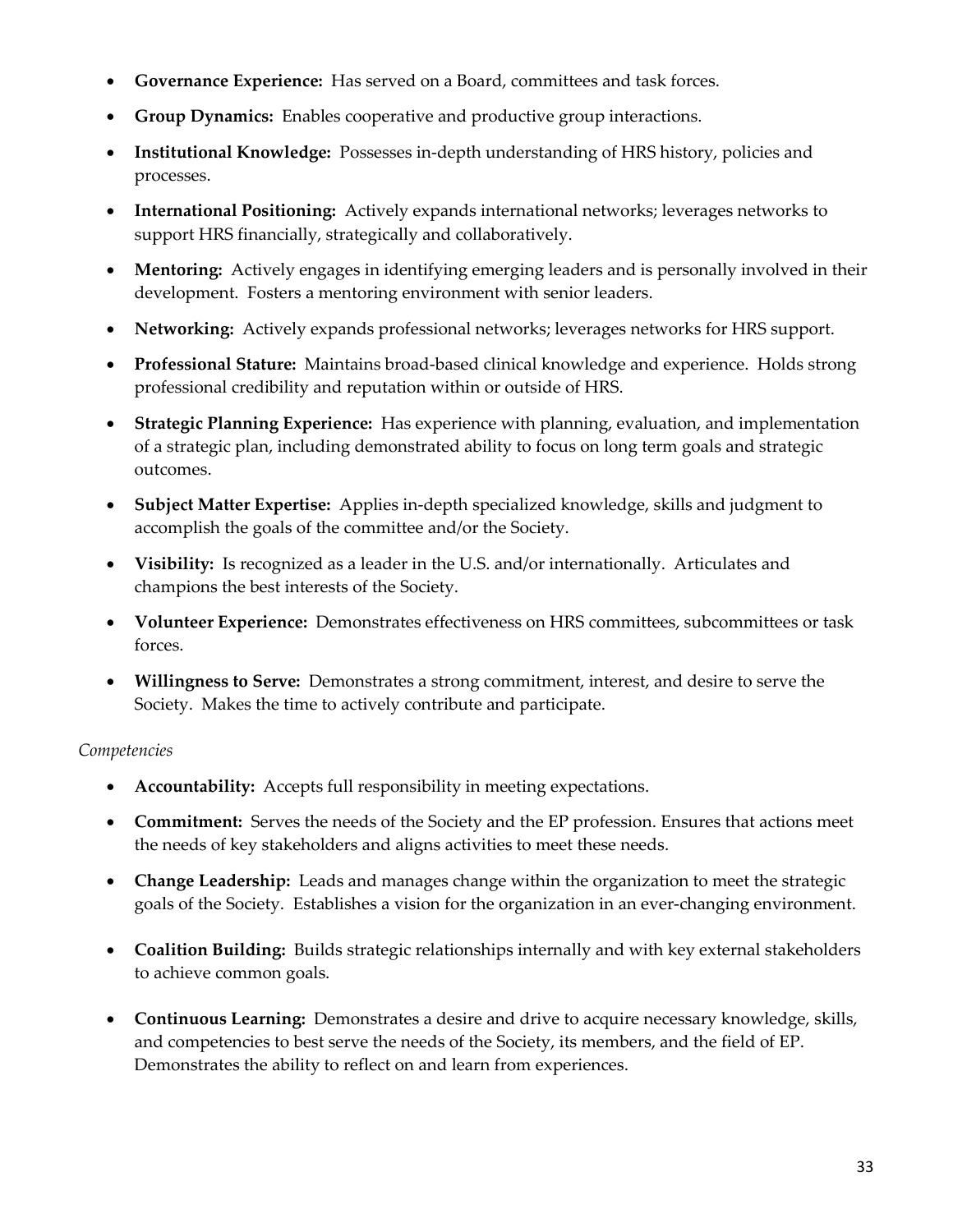- **Governance Experience:** Has served on a Board, committees and task forces.
- **Group Dynamics:** Enables cooperative and productive group interactions.
- **Institutional Knowledge:** Possesses in-depth understanding of HRS history, policies and processes.
- **International Positioning:** Actively expands international networks; leverages networks to support HRS financially, strategically and collaboratively.
- **Mentoring:** Actively engages in identifying emerging leaders and is personally involved in their development. Fosters a mentoring environment with senior leaders.
- **Networking:** Actively expands professional networks; leverages networks for HRS support.
- **Professional Stature:** Maintains broad-based clinical knowledge and experience. Holds strong professional credibility and reputation within or outside of HRS.
- **Strategic Planning Experience:** Has experience with planning, evaluation, and implementation of a strategic plan, including demonstrated ability to focus on long term goals and strategic outcomes.
- **Subject Matter Expertise:** Applies in-depth specialized knowledge, skills and judgment to accomplish the goals of the committee and/or the Society.
- **Visibility:** Is recognized as a leader in the U.S. and/or internationally. Articulates and champions the best interests of the Society.
- **Volunteer Experience:** Demonstrates effectiveness on HRS committees, subcommittees or task forces.
- **Willingness to Serve:** Demonstrates a strong commitment, interest, and desire to serve the Society. Makes the time to actively contribute and participate.

*Competencies*

- **Accountability:** Accepts full responsibility in meeting expectations.
- **Commitment:** Serves the needs of the Society and the EP profession. Ensures that actions meet the needs of key stakeholders and aligns activities to meet these needs.
- **Change Leadership:** Leads and manages change within the organization to meet the strategic goals of the Society. Establishes a vision for the organization in an ever-changing environment.
- **Coalition Building:** Builds strategic relationships internally and with key external stakeholders to achieve common goals.
- **Continuous Learning:** Demonstrates a desire and drive to acquire necessary knowledge, skills, and competencies to best serve the needs of the Society, its members, and the field of EP. Demonstrates the ability to reflect on and learn from experiences.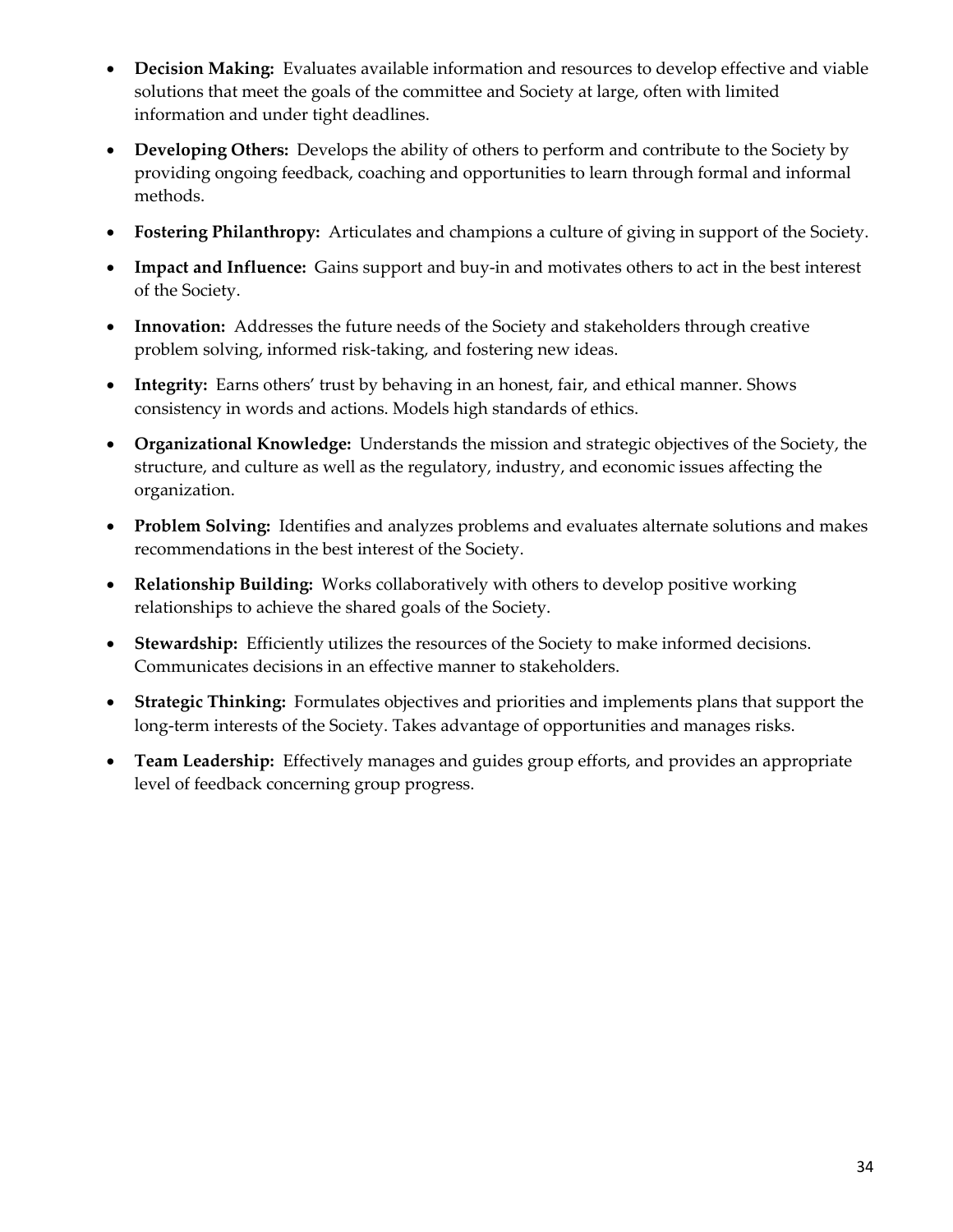- **Decision Making:** Evaluates available information and resources to develop effective and viable solutions that meet the goals of the committee and Society at large, often with limited information and under tight deadlines.
- **Developing Others:** Develops the ability of others to perform and contribute to the Society by providing ongoing feedback, coaching and opportunities to learn through formal and informal methods.
- **Fostering Philanthropy:** Articulates and champions a culture of giving in support of the Society.
- **Impact and Influence:** Gains support and buy-in and motivates others to act in the best interest of the Society.
- **Innovation:** Addresses the future needs of the Society and stakeholders through creative problem solving, informed risk-taking, and fostering new ideas.
- **Integrity:** Earns others' trust by behaving in an honest, fair, and ethical manner. Shows consistency in words and actions. Models high standards of ethics.
- **Organizational Knowledge:** Understands the mission and strategic objectives of the Society, the structure, and culture as well as the regulatory, industry, and economic issues affecting the organization.
- **Problem Solving:** Identifies and analyzes problems and evaluates alternate solutions and makes recommendations in the best interest of the Society.
- **Relationship Building:** Works collaboratively with others to develop positive working relationships to achieve the shared goals of the Society.
- **Stewardship:** Efficiently utilizes the resources of the Society to make informed decisions. Communicates decisions in an effective manner to stakeholders.
- **Strategic Thinking:** Formulates objectives and priorities and implements plans that support the long-term interests of the Society. Takes advantage of opportunities and manages risks.
- **Team Leadership:** Effectively manages and guides group efforts, and provides an appropriate level of feedback concerning group progress.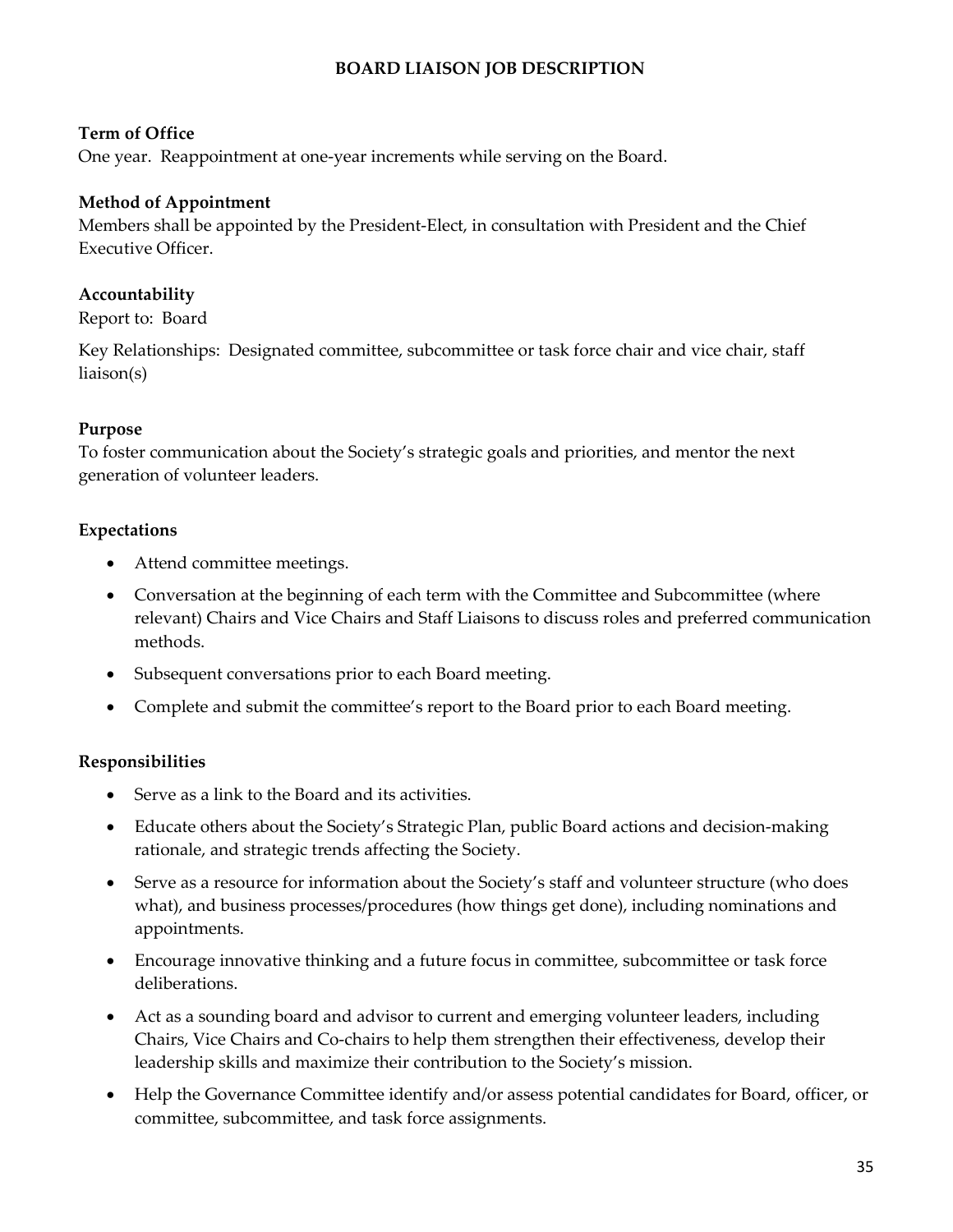# BOARD LIAISON JOB DESCRIPTION

**Term of Office**

One year. Reappointment at one-year increments while serving on the Board.

**Method of Appointment**

Members shall be appointed by the President-Elect, in consultation with President and the Chief Executive Officer.

**Accountability**

Report to: Board

Key Relationships: Designated committee, subcommittee or task force chair and vice chair, staff liaison(s)

**Purpose**

To foster communication about the Society's strategic goals and priorities, and mentor the next generation of volunteer leaders.

**Expectations**

- Attend committee meetings.
- Conversation at the beginning of each term with the Committee and Subcommittee (where relevant) Chairs and Vice Chairs and Staff Liaisons to discuss roles and preferred communication methods.
- Subsequent conversations prior to each Board meeting.
- Complete and submit the committee's report to the Board prior to each Board meeting.

**Responsibilities**

- Serve as a link to the Board and its activities.
- Educate others about the Society's Strategic Plan, public Board actions and decision-making rationale, and strategic trends affecting the Society.
- Serve as a resource for information about the Society's staff and volunteer structure (who does what), and business processes/procedures (how things get done), including nominations and appointments.
- Encourage innovative thinking and a future focus in committee, subcommittee or task force deliberations.
- Act as a sounding board and advisor to current and emerging volunteer leaders, including Chairs, Vice Chairs and Co-chairs to help them strengthen their effectiveness, develop their leadership skills and maximize their contribution to the Society's mission.
- Help the Governance Committee identify and/or assess potential candidates for Board, officer, or committee, subcommittee, and task force assignments.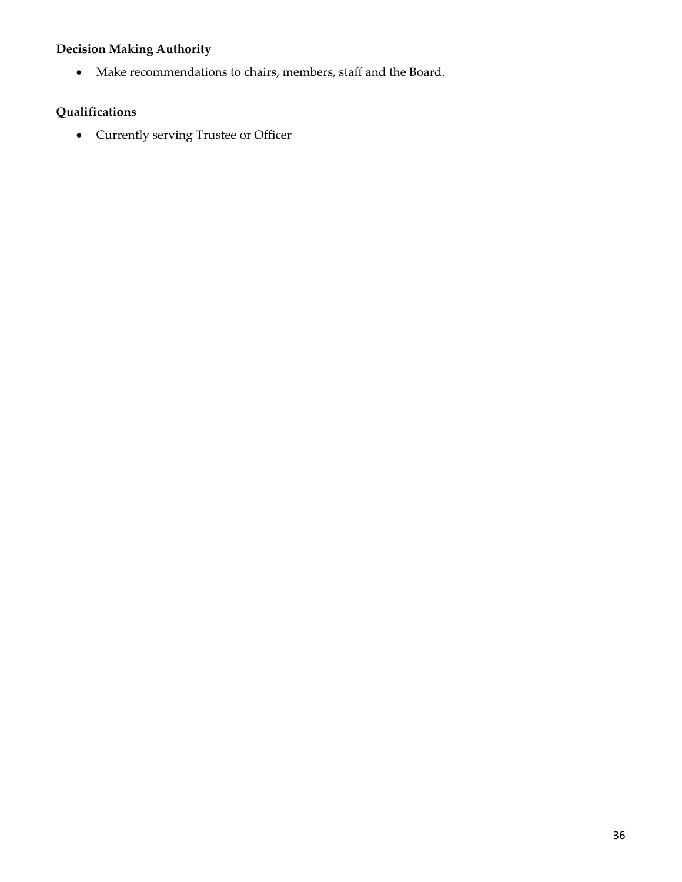### Decision Making Authority

- Make recommendations to chairs, members, staff and the Board.

### Qualifications

- Currently serving Trustee or Officer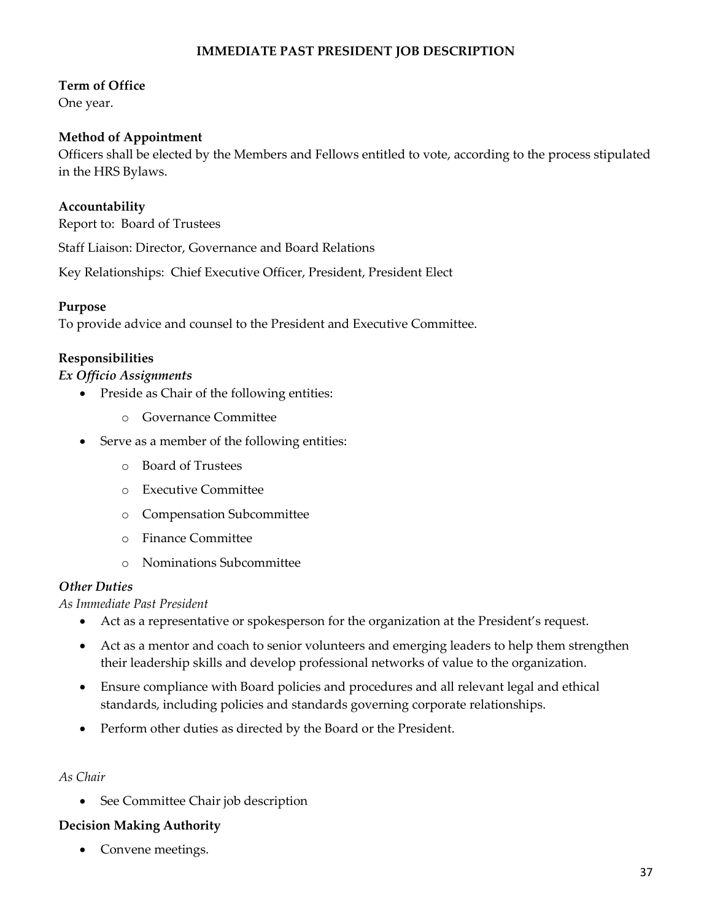# IMMEDIATE PAST PRESIDENT JOB DESCRIPTION

**Term of Office**
One year.

**Method of Appointment**
Officers shall be elected by the Members and Fellows entitled to vote, according to the process stipulated in the HRS Bylaws.

**Accountability**
Report to: Board of Trustees

Staff Liaison: Director, Governance and Board Relations

Key Relationships: Chief Executive Officer, President, President Elect

**Purpose**
To provide advice and counsel to the President and Executive Committee.

**Responsibilities**

***Ex Officio Assignments***

- Preside as Chair of the following entities:
  - Governance Committee
- Serve as a member of the following entities:
  - Board of Trustees
  - Executive Committee
  - Compensation Subcommittee
  - Finance Committee
  - Nominations Subcommittee

***Other Duties***

*As Immediate Past President*

- Act as a representative or spokesperson for the organization at the President's request.
- Act as a mentor and coach to senior volunteers and emerging leaders to help them strengthen their leadership skills and develop professional networks of value to the organization.
- Ensure compliance with Board policies and procedures and all relevant legal and ethical standards, including policies and standards governing corporate relationships.
- Perform other duties as directed by the Board or the President.

*As Chair*

- See Committee Chair job description

**Decision Making Authority**

- Convene meetings.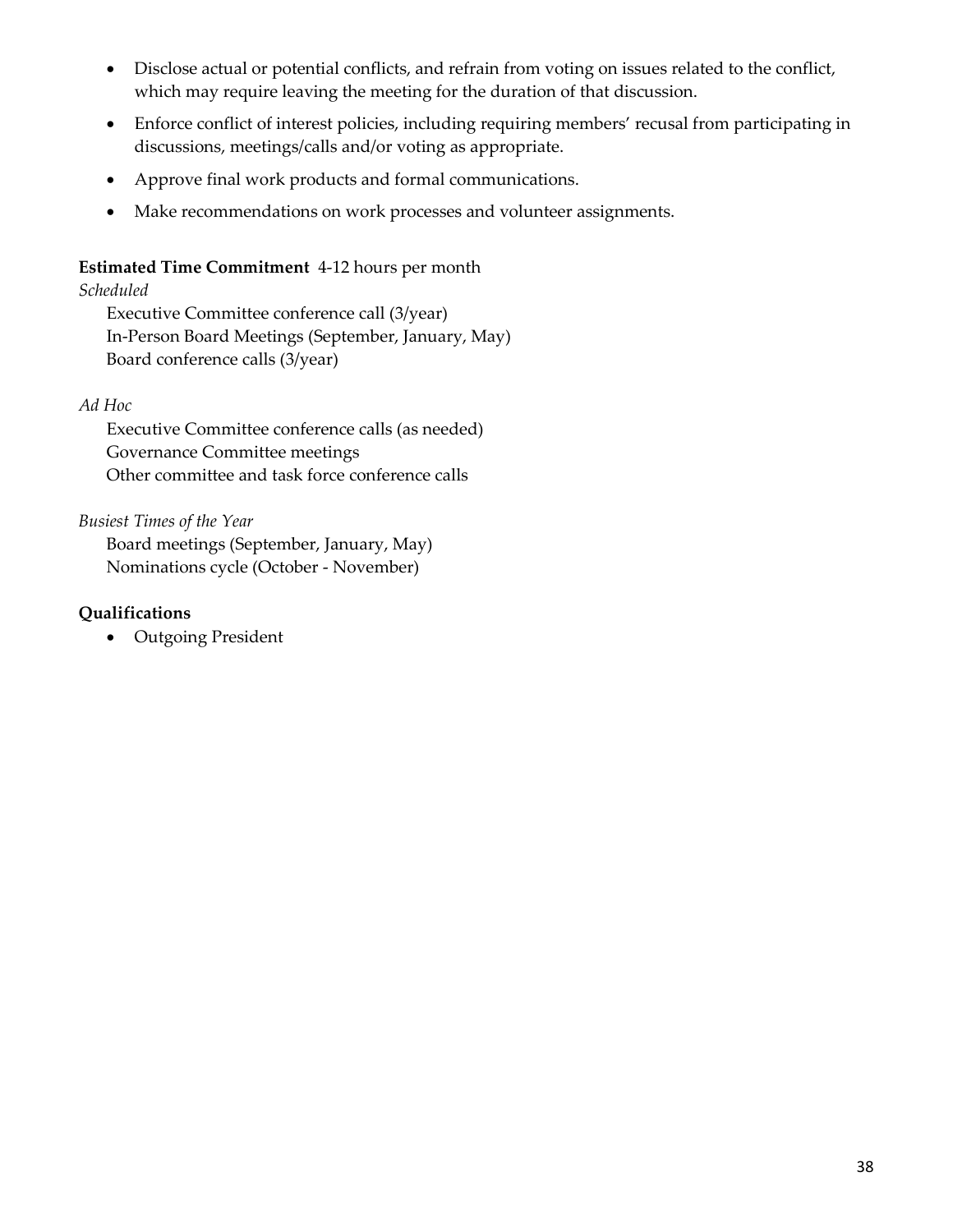- Disclose actual or potential conflicts, and refrain from voting on issues related to the conflict, which may require leaving the meeting for the duration of that discussion.
- Enforce conflict of interest policies, including requiring members' recusal from participating in discussions, meetings/calls and/or voting as appropriate.
- Approve final work products and formal communications.
- Make recommendations on work processes and volunteer assignments.

**Estimated Time Commitment** 4-12 hours per month

*Scheduled*

Executive Committee conference call (3/year)
In-Person Board Meetings (September, January, May)
Board conference calls (3/year)

*Ad Hoc*

Executive Committee conference calls (as needed)
Governance Committee meetings
Other committee and task force conference calls

*Busiest Times of the Year*

Board meetings (September, January, May)
Nominations cycle (October - November)

**Qualifications**

- Outgoing President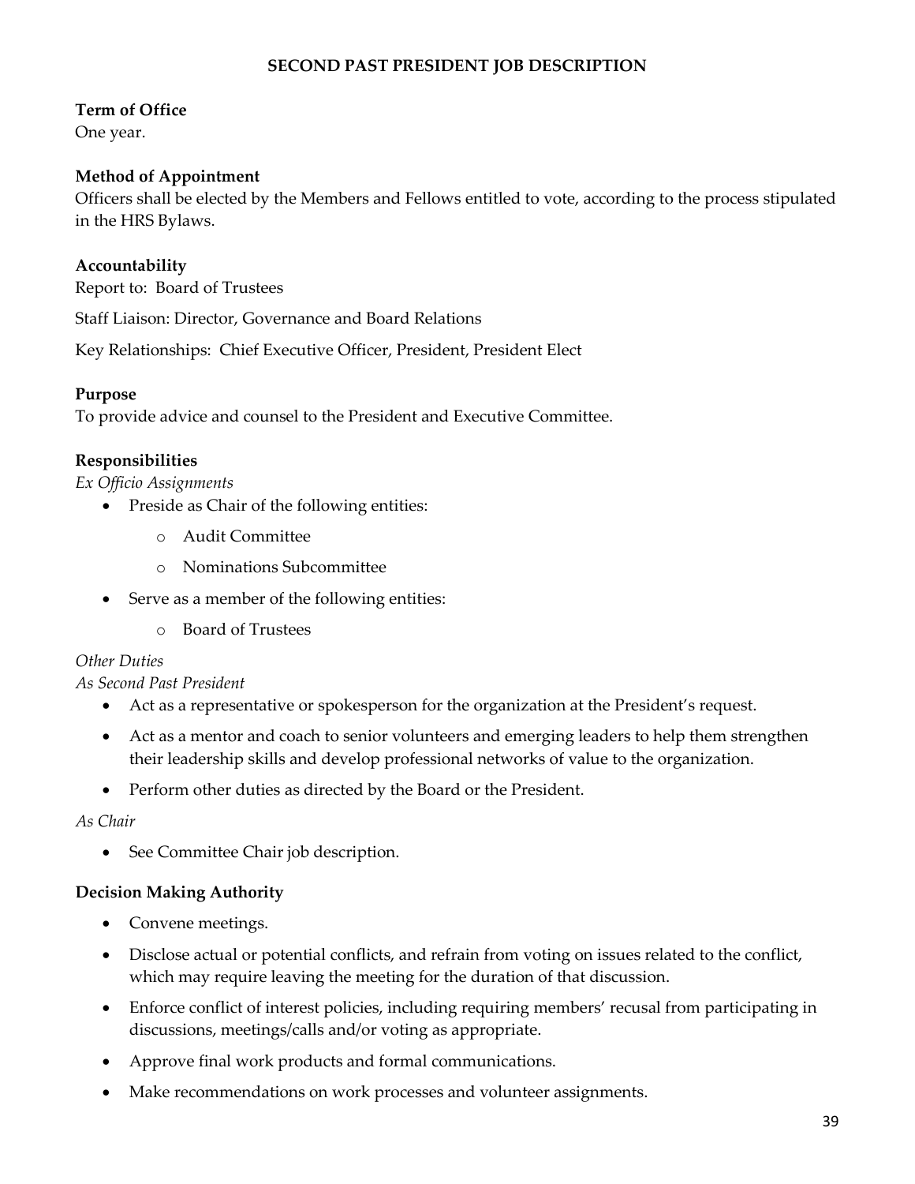# SECOND PAST PRESIDENT JOB DESCRIPTION

**Term of Office**
One year.

**Method of Appointment**
Officers shall be elected by the Members and Fellows entitled to vote, according to the process stipulated in the HRS Bylaws.

**Accountability**
Report to: Board of Trustees

Staff Liaison: Director, Governance and Board Relations

Key Relationships: Chief Executive Officer, President, President Elect

**Purpose**
To provide advice and counsel to the President and Executive Committee.

**Responsibilities**
*Ex Officio Assignments*

- Preside as Chair of the following entities:
  - Audit Committee
  - Nominations Subcommittee
- Serve as a member of the following entities:
  - Board of Trustees

*Other Duties*
*As Second Past President*

- Act as a representative or spokesperson for the organization at the President's request.
- Act as a mentor and coach to senior volunteers and emerging leaders to help them strengthen their leadership skills and develop professional networks of value to the organization.
- Perform other duties as directed by the Board or the President.

*As Chair*

- See Committee Chair job description.

**Decision Making Authority**

- Convene meetings.
- Disclose actual or potential conflicts, and refrain from voting on issues related to the conflict, which may require leaving the meeting for the duration of that discussion.
- Enforce conflict of interest policies, including requiring members' recusal from participating in discussions, meetings/calls and/or voting as appropriate.
- Approve final work products and formal communications.
- Make recommendations on work processes and volunteer assignments.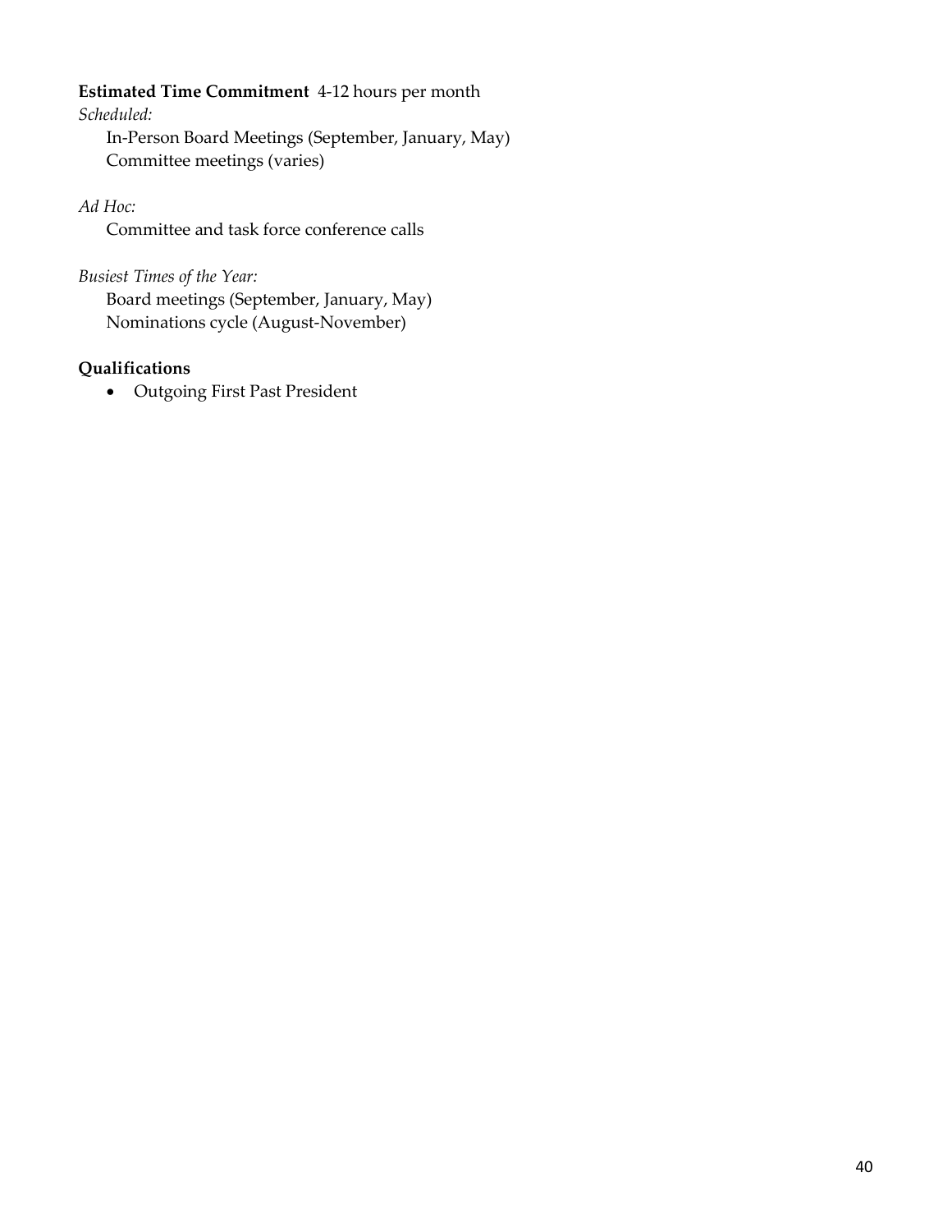**Estimated Time Commitment** 4-12 hours per month

*Scheduled:*

In-Person Board Meetings (September, January, May)
Committee meetings (varies)

*Ad Hoc:*

Committee and task force conference calls

*Busiest Times of the Year:*

Board meetings (September, January, May)
Nominations cycle (August-November)

**Qualifications**

- Outgoing First Past President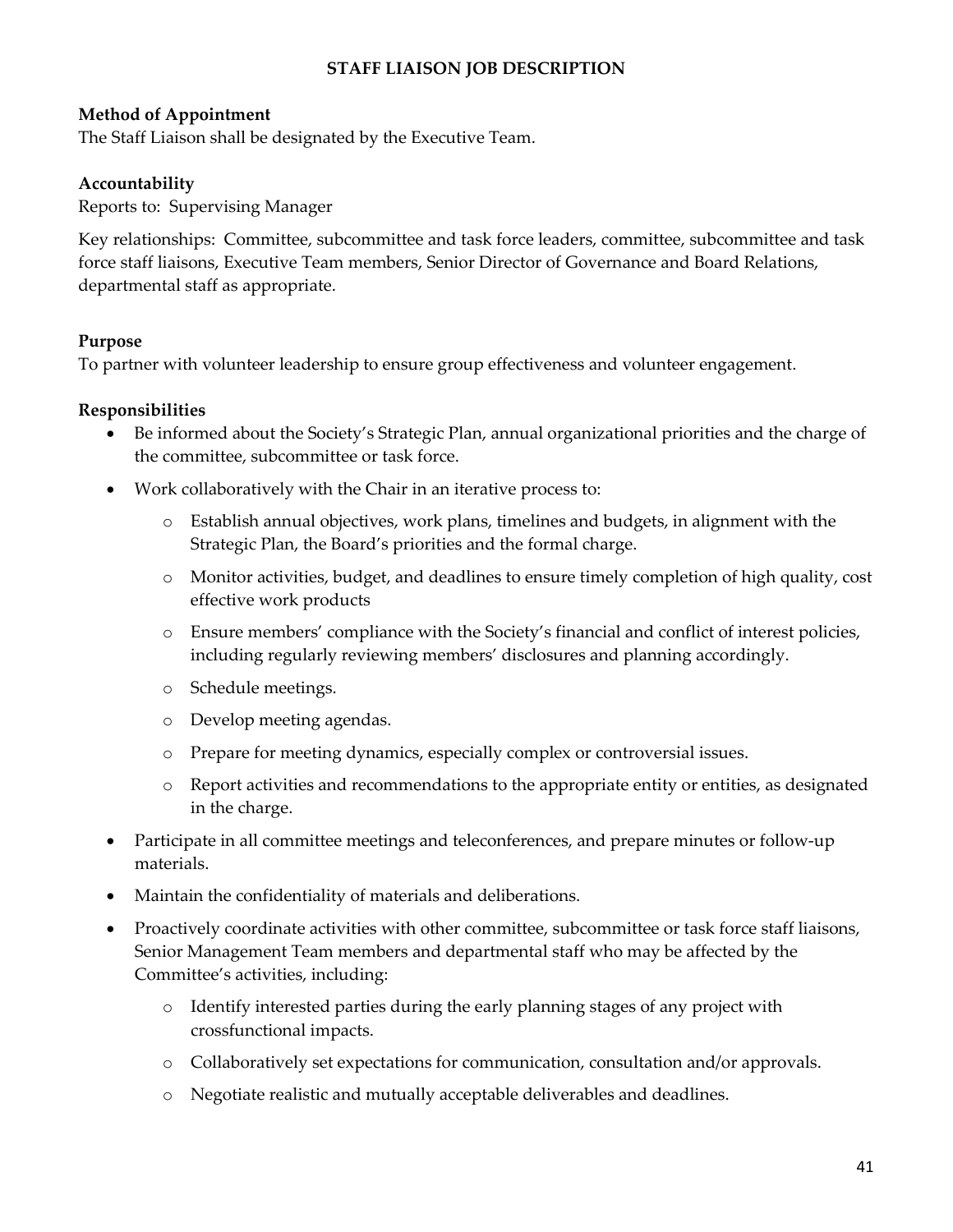## STAFF LIAISON JOB DESCRIPTION

**Method of Appointment**
The Staff Liaison shall be designated by the Executive Team.

**Accountability**
Reports to: Supervising Manager

Key relationships: Committee, subcommittee and task force leaders, committee, subcommittee and task force staff liaisons, Executive Team members, Senior Director of Governance and Board Relations, departmental staff as appropriate.

**Purpose**
To partner with volunteer leadership to ensure group effectiveness and volunteer engagement.

**Responsibilities**

- Be informed about the Society's Strategic Plan, annual organizational priorities and the charge of the committee, subcommittee or task force.
- Work collaboratively with the Chair in an iterative process to:
    - Establish annual objectives, work plans, timelines and budgets, in alignment with the Strategic Plan, the Board's priorities and the formal charge.
    - Monitor activities, budget, and deadlines to ensure timely completion of high quality, cost effective work products
    - Ensure members' compliance with the Society's financial and conflict of interest policies, including regularly reviewing members' disclosures and planning accordingly.
    - Schedule meetings.
    - Develop meeting agendas.
    - Prepare for meeting dynamics, especially complex or controversial issues.
    - Report activities and recommendations to the appropriate entity or entities, as designated in the charge.
- Participate in all committee meetings and teleconferences, and prepare minutes or follow-up materials.
- Maintain the confidentiality of materials and deliberations.
- Proactively coordinate activities with other committee, subcommittee or task force staff liaisons, Senior Management Team members and departmental staff who may be affected by the Committee's activities, including:
    - Identify interested parties during the early planning stages of any project with crossfunctional impacts.
    - Collaboratively set expectations for communication, consultation and/or approvals.
    - Negotiate realistic and mutually acceptable deliverables and deadlines.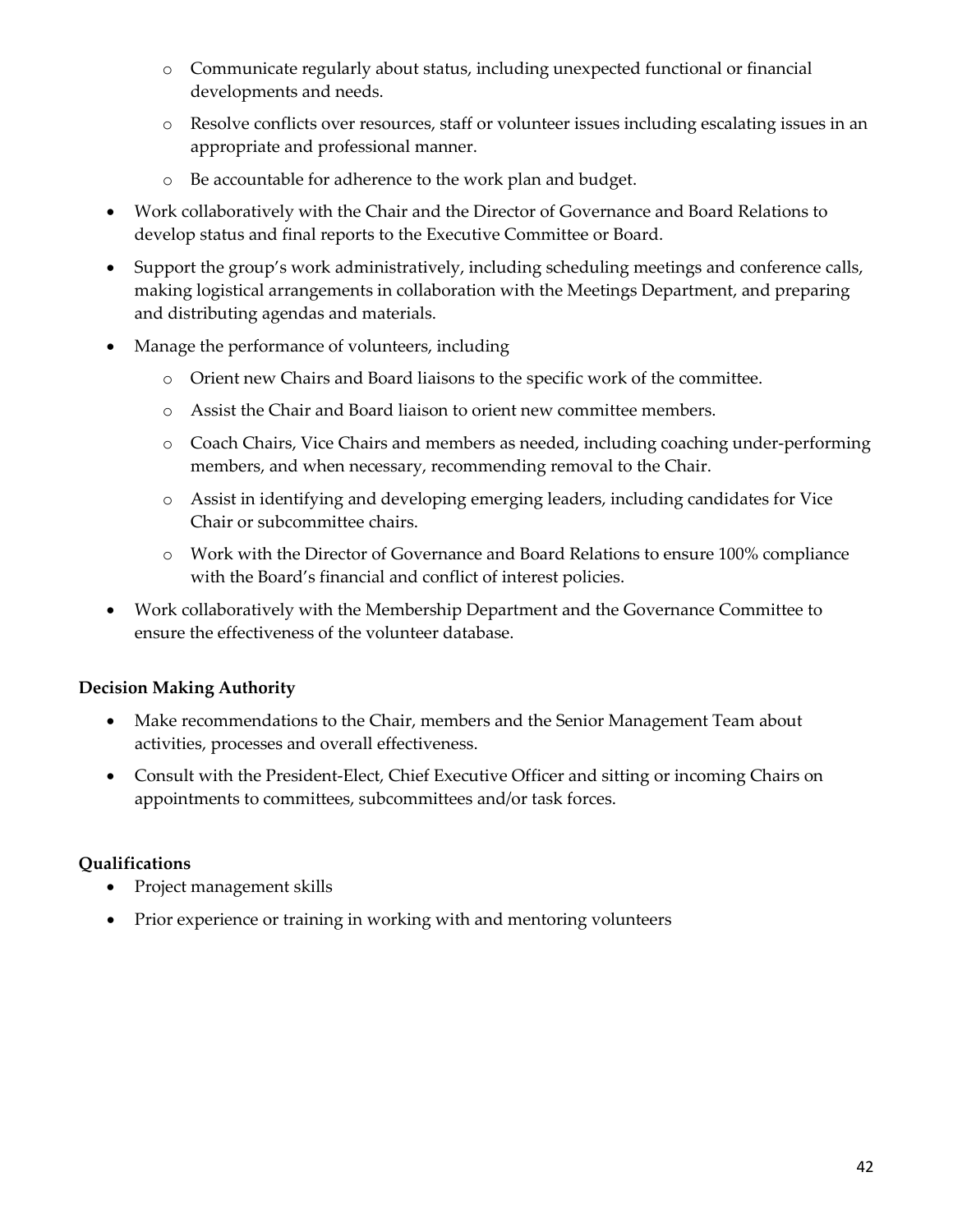- Communicate regularly about status, including unexpected functional or financial developments and needs.
  - Resolve conflicts over resources, staff or volunteer issues including escalating issues in an appropriate and professional manner.
  - Be accountable for adherence to the work plan and budget.
- Work collaboratively with the Chair and the Director of Governance and Board Relations to develop status and final reports to the Executive Committee or Board.
- Support the group's work administratively, including scheduling meetings and conference calls, making logistical arrangements in collaboration with the Meetings Department, and preparing and distributing agendas and materials.
- Manage the performance of volunteers, including
  - Orient new Chairs and Board liaisons to the specific work of the committee.
  - Assist the Chair and Board liaison to orient new committee members.
  - Coach Chairs, Vice Chairs and members as needed, including coaching under-performing members, and when necessary, recommending removal to the Chair.
  - Assist in identifying and developing emerging leaders, including candidates for Vice Chair or subcommittee chairs.
  - Work with the Director of Governance and Board Relations to ensure 100% compliance with the Board's financial and conflict of interest policies.
- Work collaboratively with the Membership Department and the Governance Committee to ensure the effectiveness of the volunteer database.

**Decision Making Authority**

- Make recommendations to the Chair, members and the Senior Management Team about activities, processes and overall effectiveness.
- Consult with the President-Elect, Chief Executive Officer and sitting or incoming Chairs on appointments to committees, subcommittees and/or task forces.

**Qualifications**

- Project management skills
- Prior experience or training in working with and mentoring volunteers